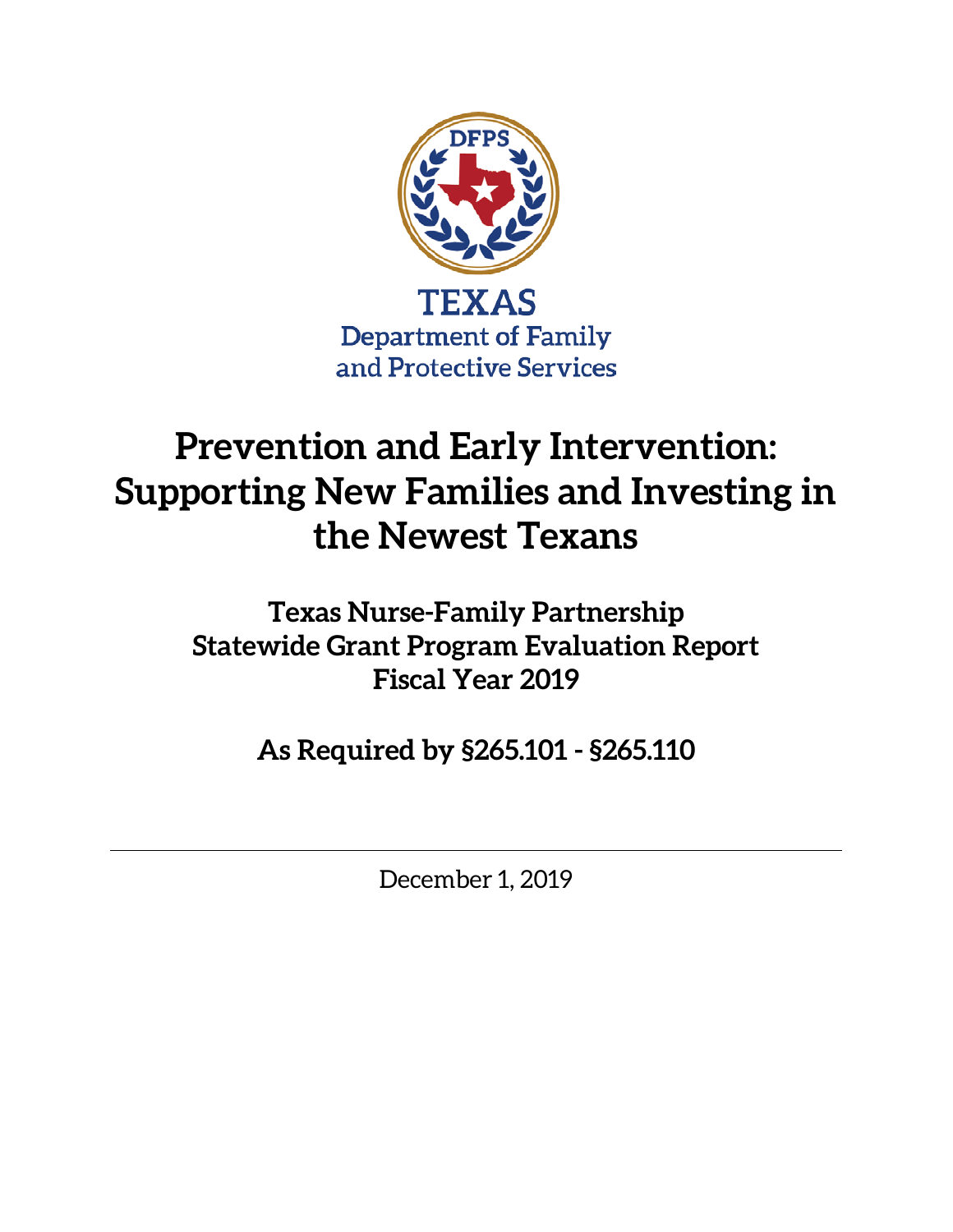DFPS

TEXAS
Department of Family
and Protective Services

# Prevention and Early Intervention: Supporting New Families and Investing in the Newest Texans

## Texas Nurse-Family Partnership
## Statewide Grant Program Evaluation Report
## Fiscal Year 2019

## As Required by §265.101 - §265.110

---

December 1, 2019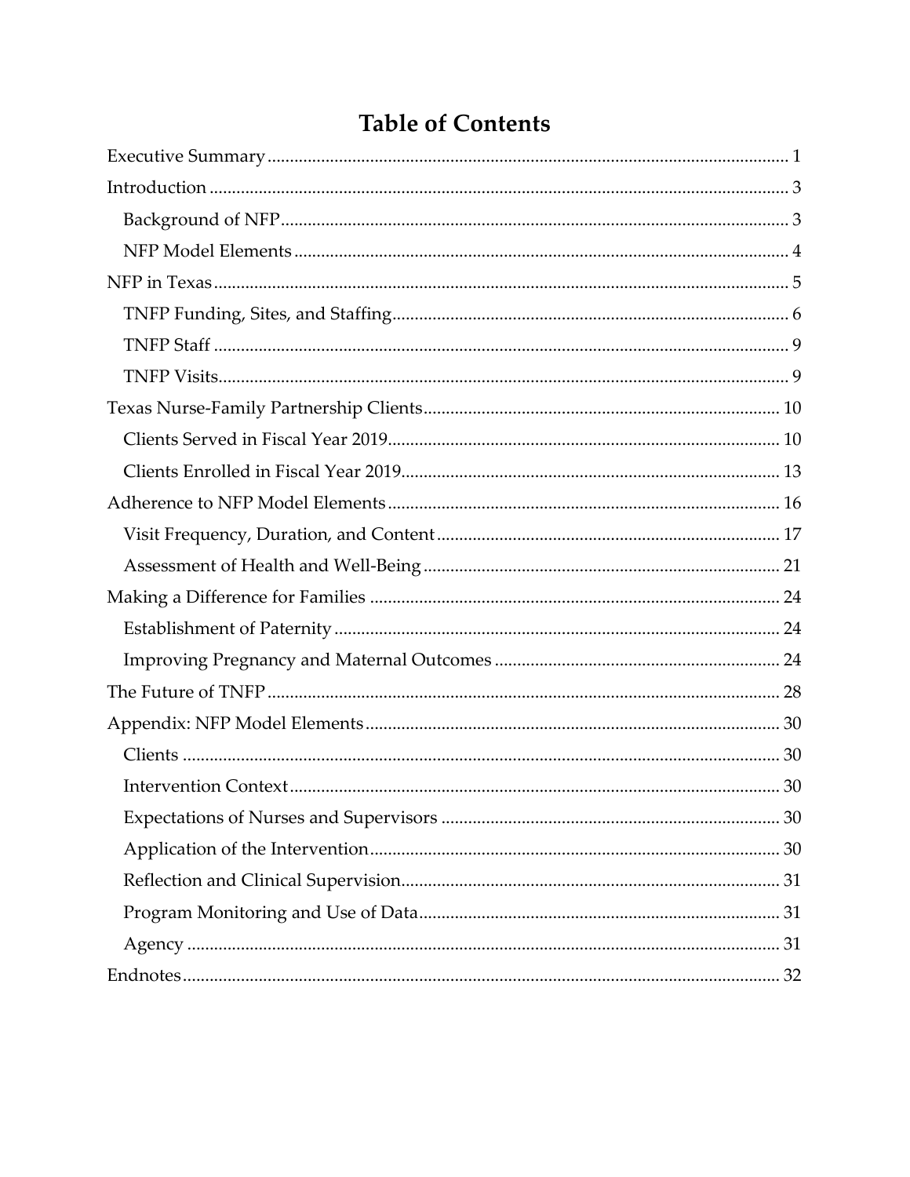# Table of Contents

- Executive Summary ........ 1
- Introduction ........ 3
  - Background of NFP ........ 3
  - NFP Model Elements ........ 4
- NFP in Texas ........ 5
  - TNFP Funding, Sites, and Staffing ........ 6
  - TNFP Staff ........ 9
  - TNFP Visits ........ 9
- Texas Nurse-Family Partnership Clients ........ 10
  - Clients Served in Fiscal Year 2019 ........ 10
  - Clients Enrolled in Fiscal Year 2019 ........ 13
- Adherence to NFP Model Elements ........ 16
  - Visit Frequency, Duration, and Content ........ 17
  - Assessment of Health and Well-Being ........ 21
- Making a Difference for Families ........ 24
  - Establishment of Paternity ........ 24
  - Improving Pregnancy and Maternal Outcomes ........ 24
- The Future of TNFP ........ 28
- Appendix: NFP Model Elements ........ 30
  - Clients ........ 30
  - Intervention Context ........ 30
  - Expectations of Nurses and Supervisors ........ 30
  - Application of the Intervention ........ 30
  - Reflection and Clinical Supervision ........ 31
  - Program Monitoring and Use of Data ........ 31
  - Agency ........ 31
- Endnotes ........ 32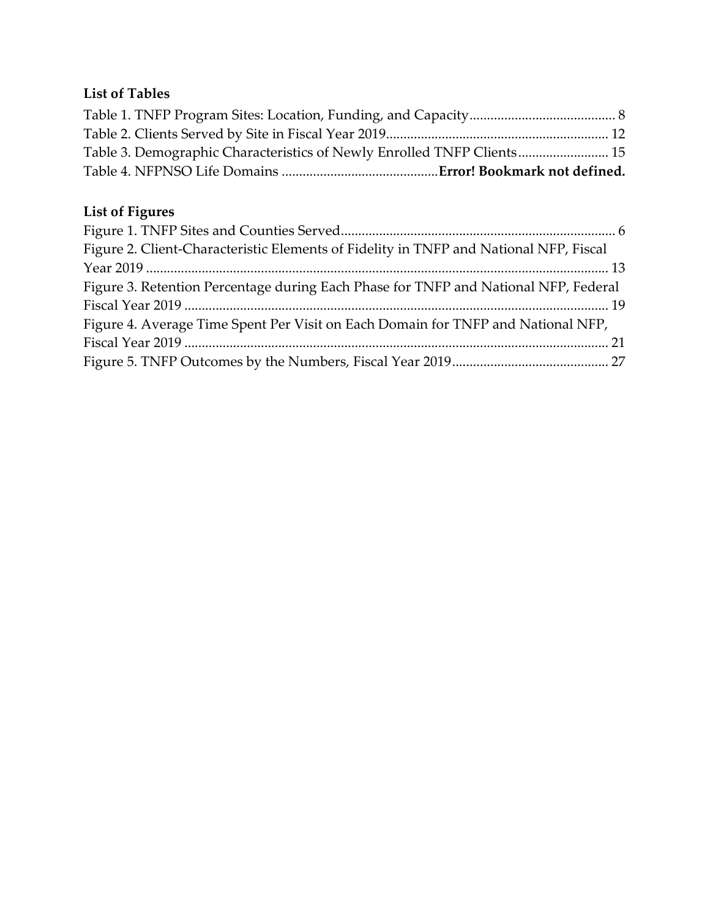## List of Tables

Table 1. TNFP Program Sites: Location, Funding, and Capacity.......................................... 8
Table 2. Clients Served by Site in Fiscal Year 2019............................................................... 12
Table 3. Demographic Characteristics of Newly Enrolled TNFP Clients.......................... 15
Table 4. NFPNSO Life Domains ............................................**Error! Bookmark not defined.**

## List of Figures

Figure 1. TNFP Sites and Counties Served.............................................................................. 6
Figure 2. Client-Characteristic Elements of Fidelity in TNFP and National NFP, Fiscal Year 2019 .................................................................................................................................... 13
Figure 3. Retention Percentage during Each Phase for TNFP and National NFP, Federal Fiscal Year 2019 ......................................................................................................................... 19
Figure 4. Average Time Spent Per Visit on Each Domain for TNFP and National NFP, Fiscal Year 2019 ......................................................................................................................... 21
Figure 5. TNFP Outcomes by the Numbers, Fiscal Year 2019............................................. 27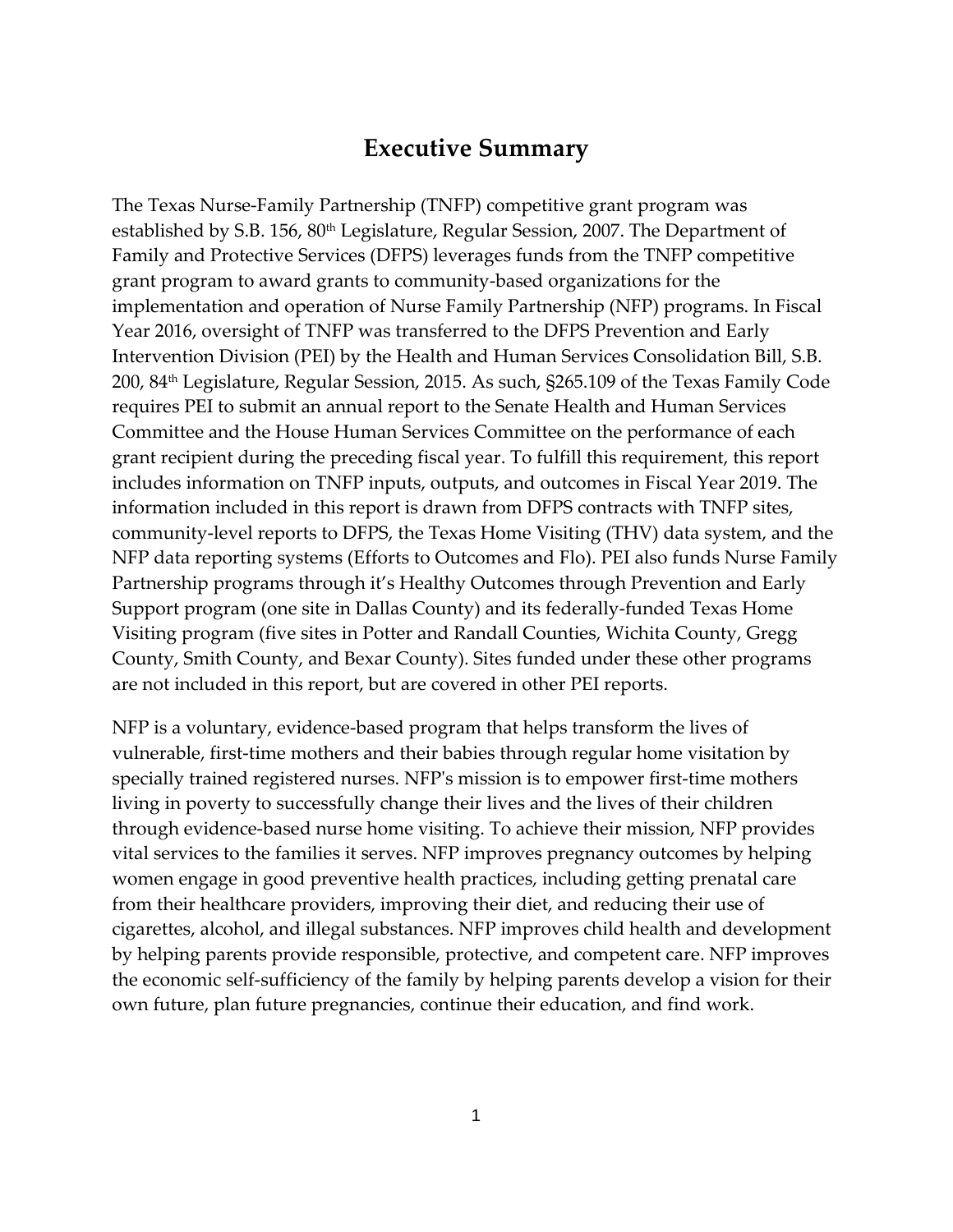# Executive Summary

The Texas Nurse-Family Partnership (TNFP) competitive grant program was established by S.B. 156, 80th Legislature, Regular Session, 2007. The Department of Family and Protective Services (DFPS) leverages funds from the TNFP competitive grant program to award grants to community-based organizations for the implementation and operation of Nurse Family Partnership (NFP) programs. In Fiscal Year 2016, oversight of TNFP was transferred to the DFPS Prevention and Early Intervention Division (PEI) by the Health and Human Services Consolidation Bill, S.B. 200, 84th Legislature, Regular Session, 2015. As such, §265.109 of the Texas Family Code requires PEI to submit an annual report to the Senate Health and Human Services Committee and the House Human Services Committee on the performance of each grant recipient during the preceding fiscal year. To fulfill this requirement, this report includes information on TNFP inputs, outputs, and outcomes in Fiscal Year 2019. The information included in this report is drawn from DFPS contracts with TNFP sites, community-level reports to DFPS, the Texas Home Visiting (THV) data system, and the NFP data reporting systems (Efforts to Outcomes and Flo). PEI also funds Nurse Family Partnership programs through it's Healthy Outcomes through Prevention and Early Support program (one site in Dallas County) and its federally-funded Texas Home Visiting program (five sites in Potter and Randall Counties, Wichita County, Gregg County, Smith County, and Bexar County). Sites funded under these other programs are not included in this report, but are covered in other PEI reports.

NFP is a voluntary, evidence-based program that helps transform the lives of vulnerable, first-time mothers and their babies through regular home visitation by specially trained registered nurses. NFP's mission is to empower first-time mothers living in poverty to successfully change their lives and the lives of their children through evidence-based nurse home visiting. To achieve their mission, NFP provides vital services to the families it serves. NFP improves pregnancy outcomes by helping women engage in good preventive health practices, including getting prenatal care from their healthcare providers, improving their diet, and reducing their use of cigarettes, alcohol, and illegal substances. NFP improves child health and development by helping parents provide responsible, protective, and competent care. NFP improves the economic self-sufficiency of the family by helping parents develop a vision for their own future, plan future pregnancies, continue their education, and find work.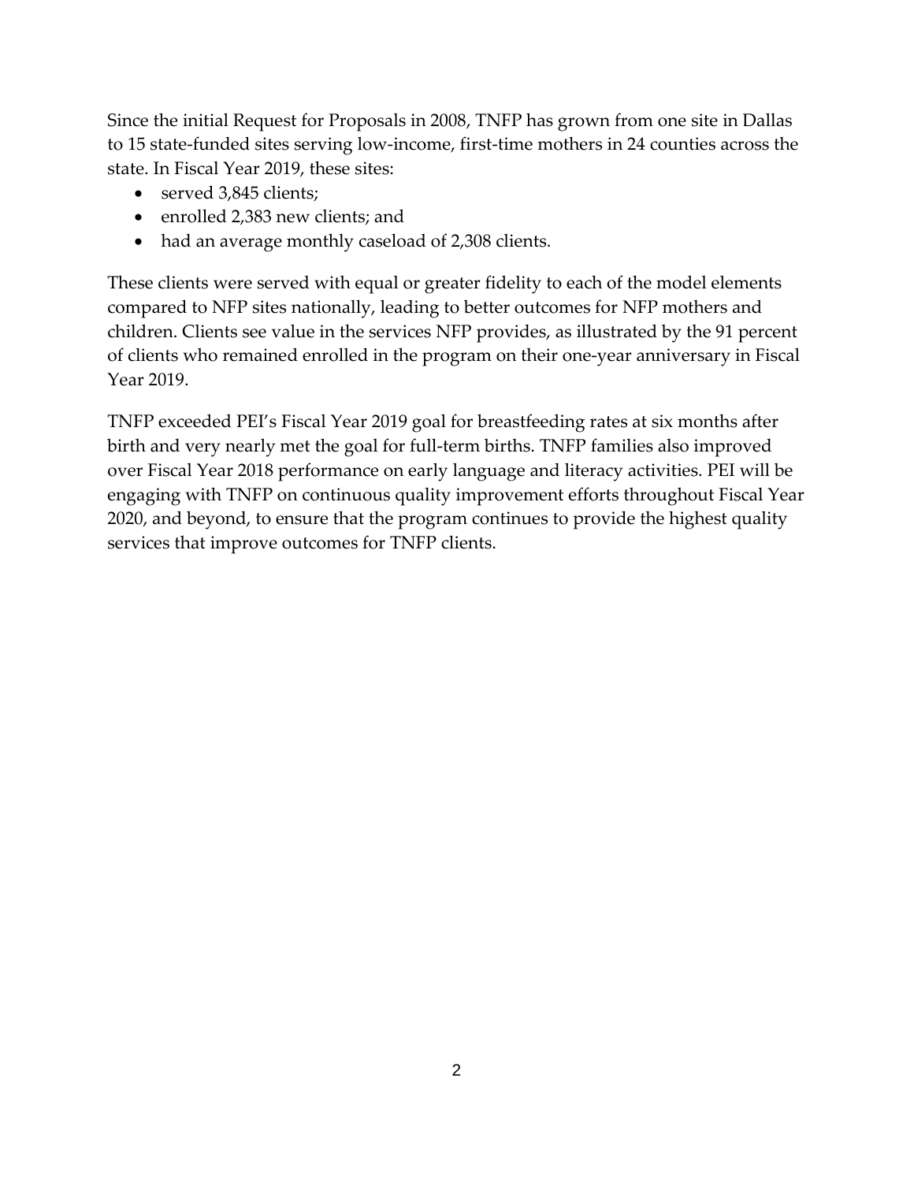Since the initial Request for Proposals in 2008, TNFP has grown from one site in Dallas to 15 state-funded sites serving low-income, first-time mothers in 24 counties across the state. In Fiscal Year 2019, these sites:

- served 3,845 clients;
- enrolled 2,383 new clients; and
- had an average monthly caseload of 2,308 clients.

These clients were served with equal or greater fidelity to each of the model elements compared to NFP sites nationally, leading to better outcomes for NFP mothers and children. Clients see value in the services NFP provides, as illustrated by the 91 percent of clients who remained enrolled in the program on their one-year anniversary in Fiscal Year 2019.

TNFP exceeded PEI's Fiscal Year 2019 goal for breastfeeding rates at six months after birth and very nearly met the goal for full-term births. TNFP families also improved over Fiscal Year 2018 performance on early language and literacy activities. PEI will be engaging with TNFP on continuous quality improvement efforts throughout Fiscal Year 2020, and beyond, to ensure that the program continues to provide the highest quality services that improve outcomes for TNFP clients.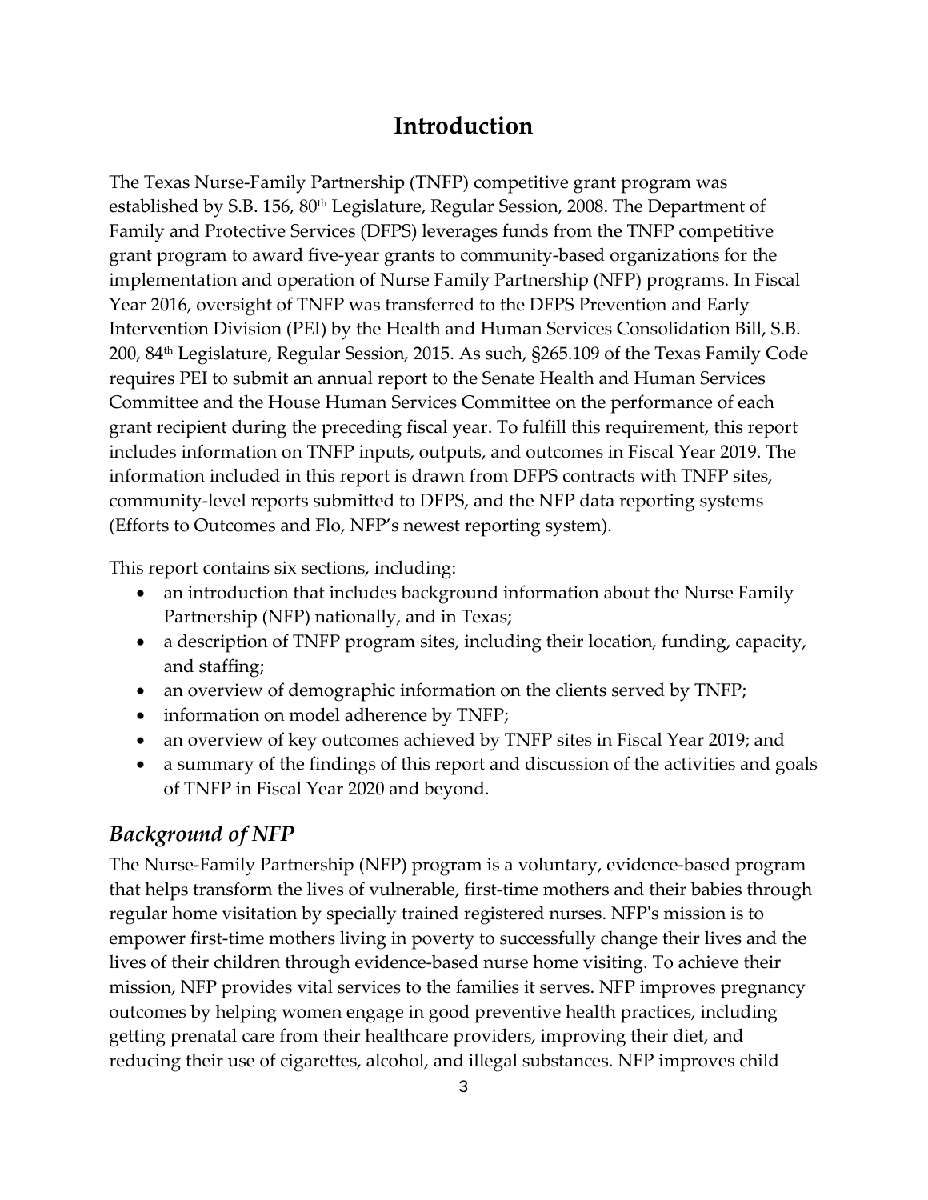# Introduction

The Texas Nurse-Family Partnership (TNFP) competitive grant program was established by S.B. 156, 80th Legislature, Regular Session, 2008. The Department of Family and Protective Services (DFPS) leverages funds from the TNFP competitive grant program to award five-year grants to community-based organizations for the implementation and operation of Nurse Family Partnership (NFP) programs. In Fiscal Year 2016, oversight of TNFP was transferred to the DFPS Prevention and Early Intervention Division (PEI) by the Health and Human Services Consolidation Bill, S.B. 200, 84th Legislature, Regular Session, 2015. As such, §265.109 of the Texas Family Code requires PEI to submit an annual report to the Senate Health and Human Services Committee and the House Human Services Committee on the performance of each grant recipient during the preceding fiscal year. To fulfill this requirement, this report includes information on TNFP inputs, outputs, and outcomes in Fiscal Year 2019. The information included in this report is drawn from DFPS contracts with TNFP sites, community-level reports submitted to DFPS, and the NFP data reporting systems (Efforts to Outcomes and Flo, NFP's newest reporting system).

This report contains six sections, including:

- an introduction that includes background information about the Nurse Family Partnership (NFP) nationally, and in Texas;
- a description of TNFP program sites, including their location, funding, capacity, and staffing;
- an overview of demographic information on the clients served by TNFP;
- information on model adherence by TNFP;
- an overview of key outcomes achieved by TNFP sites in Fiscal Year 2019; and
- a summary of the findings of this report and discussion of the activities and goals of TNFP in Fiscal Year 2020 and beyond.

## *Background of NFP*

The Nurse-Family Partnership (NFP) program is a voluntary, evidence-based program that helps transform the lives of vulnerable, first-time mothers and their babies through regular home visitation by specially trained registered nurses. NFP's mission is to empower first-time mothers living in poverty to successfully change their lives and the lives of their children through evidence-based nurse home visiting. To achieve their mission, NFP provides vital services to the families it serves. NFP improves pregnancy outcomes by helping women engage in good preventive health practices, including getting prenatal care from their healthcare providers, improving their diet, and reducing their use of cigarettes, alcohol, and illegal substances. NFP improves child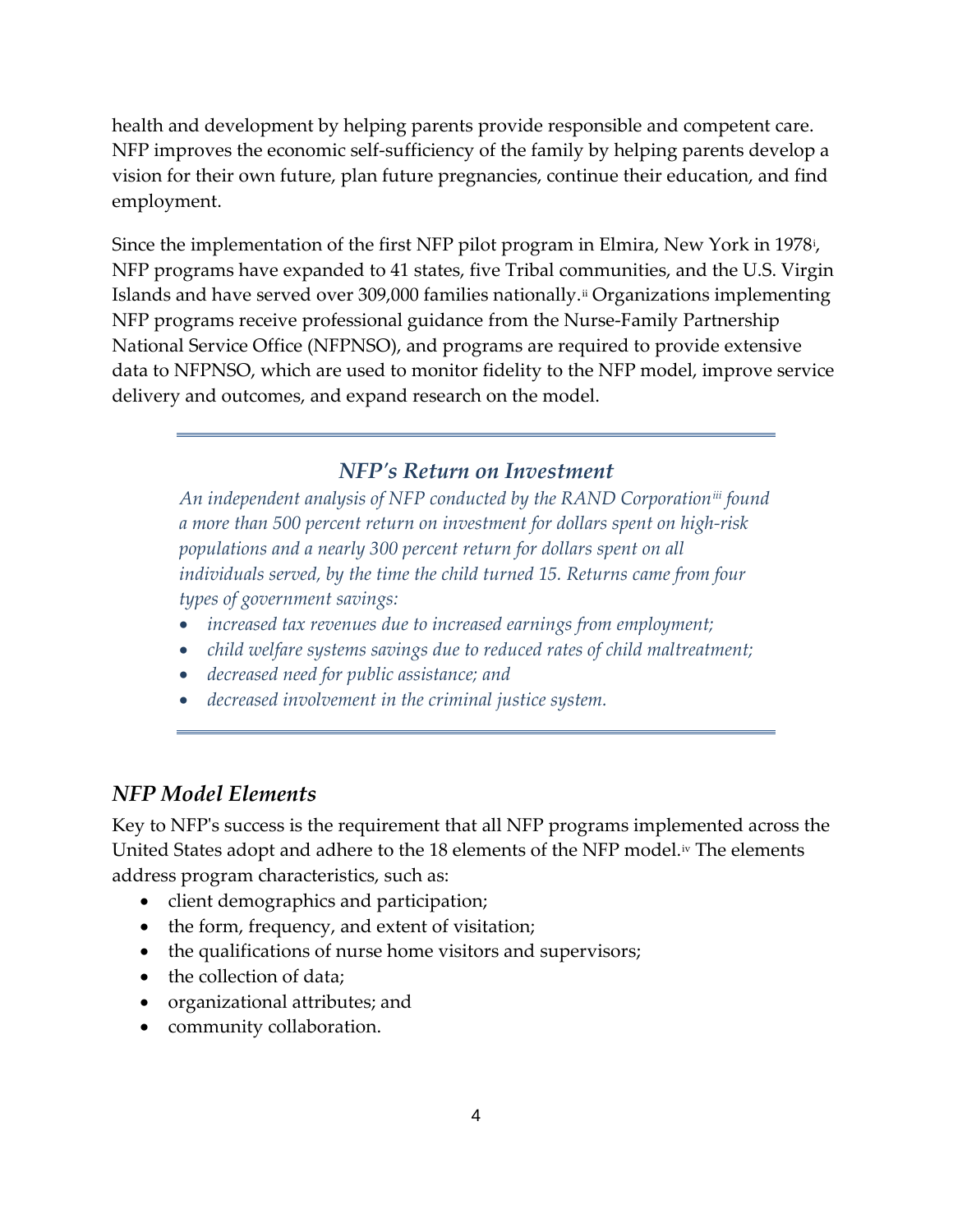health and development by helping parents provide responsible and competent care. NFP improves the economic self-sufficiency of the family by helping parents develop a vision for their own future, plan future pregnancies, continue their education, and find employment.

Since the implementation of the first NFP pilot program in Elmira, New York in 1978[i], NFP programs have expanded to 41 states, five Tribal communities, and the U.S. Virgin Islands and have served over 309,000 families nationally.[ii] Organizations implementing NFP programs receive professional guidance from the Nurse-Family Partnership National Service Office (NFPNSO), and programs are required to provide extensive data to NFPNSO, which are used to monitor fidelity to the NFP model, improve service delivery and outcomes, and expand research on the model.

---

### *NFP's Return on Investment*

*An independent analysis of NFP conducted by the RAND Corporation[iii] found a more than 500 percent return on investment for dollars spent on high-risk populations and a nearly 300 percent return for dollars spent on all individuals served, by the time the child turned 15. Returns came from four types of government savings:*

- *increased tax revenues due to increased earnings from employment;*
- *child welfare systems savings due to reduced rates of child maltreatment;*
- *decreased need for public assistance; and*
- *decreased involvement in the criminal justice system.*

---

## *NFP Model Elements*

Key to NFP's success is the requirement that all NFP programs implemented across the United States adopt and adhere to the 18 elements of the NFP model.[iv] The elements address program characteristics, such as:

- client demographics and participation;
- the form, frequency, and extent of visitation;
- the qualifications of nurse home visitors and supervisors;
- the collection of data;
- organizational attributes; and
- community collaboration.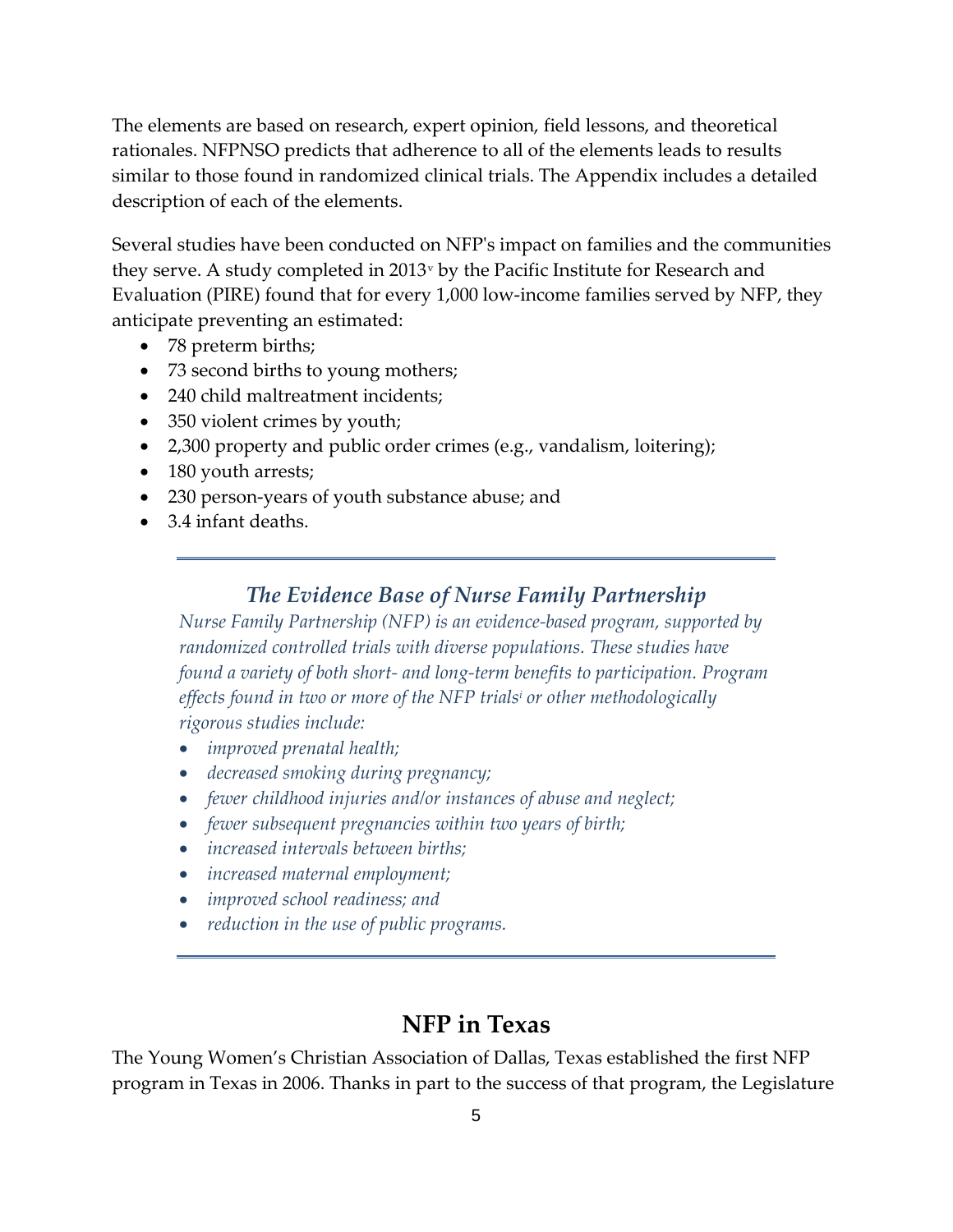The elements are based on research, expert opinion, field lessons, and theoretical rationales. NFPNSO predicts that adherence to all of the elements leads to results similar to those found in randomized clinical trials. The Appendix includes a detailed description of each of the elements.

Several studies have been conducted on NFP's impact on families and the communities they serve. A study completed in 2013[v] by the Pacific Institute for Research and Evaluation (PIRE) found that for every 1,000 low-income families served by NFP, they anticipate preventing an estimated:

- 78 preterm births;
- 73 second births to young mothers;
- 240 child maltreatment incidents;
- 350 violent crimes by youth;
- 2,300 property and public order crimes (e.g., vandalism, loitering);
- 180 youth arrests;
- 230 person-years of youth substance abuse; and
- 3.4 infant deaths.

---

### *The Evidence Base of Nurse Family Partnership*

*Nurse Family Partnership (NFP) is an evidence-based program, supported by randomized controlled trials with diverse populations. These studies have found a variety of both short- and long-term benefits to participation. Program effects found in two or more of the NFP trials[i] or other methodologically rigorous studies include:*

- *improved prenatal health;*
- *decreased smoking during pregnancy;*
- *fewer childhood injuries and/or instances of abuse and neglect;*
- *fewer subsequent pregnancies within two years of birth;*
- *increased intervals between births;*
- *increased maternal employment;*
- *improved school readiness; and*
- *reduction in the use of public programs.*

---

## NFP in Texas

The Young Women's Christian Association of Dallas, Texas established the first NFP program in Texas in 2006. Thanks in part to the success of that program, the Legislature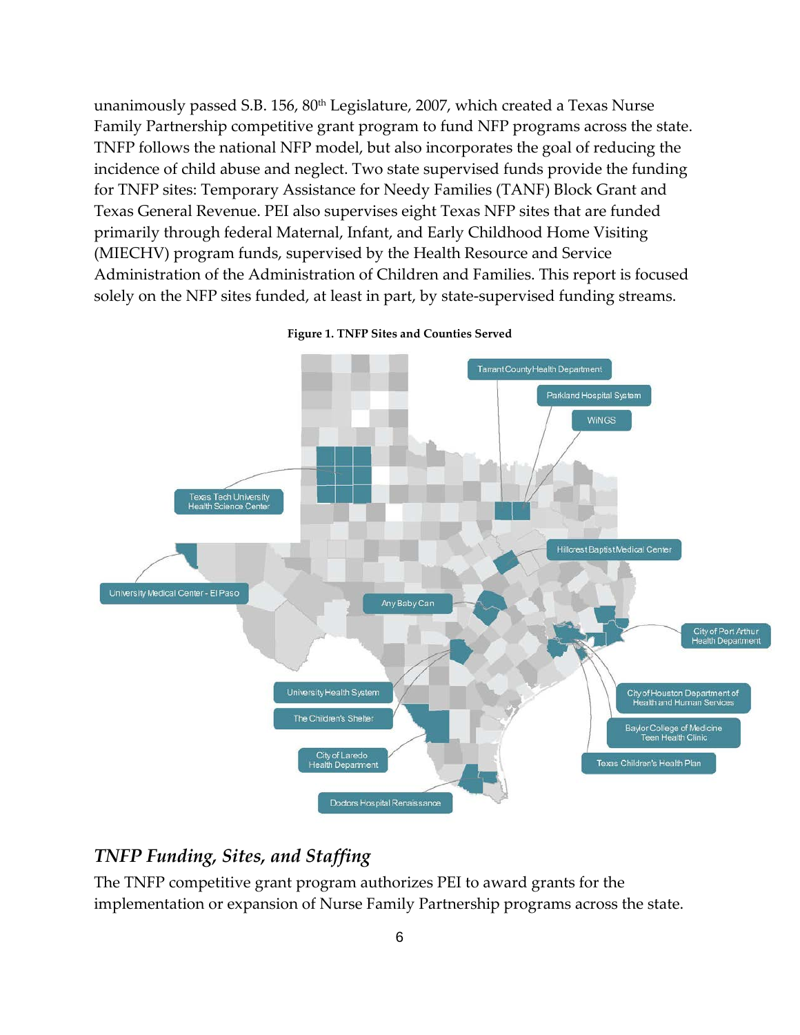unanimously passed S.B. 156, 80th Legislature, 2007, which created a Texas Nurse Family Partnership competitive grant program to fund NFP programs across the state. TNFP follows the national NFP model, but also incorporates the goal of reducing the incidence of child abuse and neglect. Two state supervised funds provide the funding for TNFP sites: Temporary Assistance for Needy Families (TANF) Block Grant and Texas General Revenue. PEI also supervises eight Texas NFP sites that are funded primarily through federal Maternal, Infant, and Early Childhood Home Visiting (MIECHV) program funds, supervised by the Health Resource and Service Administration of the Administration of Children and Families. This report is focused solely on the NFP sites funded, at least in part, by state-supervised funding streams.

**Figure 1. TNFP Sites and Counties Served**

Tarrant County Health Department

Parkland Hospital System

WiNGS

Texas Tech University Health Science Center

Hillcrest Baptist Medical Center

University Medical Center - El Paso

Any Baby Can

City of Port Arthur Health Department

University Health System

The Children's Shelter

City of Houston Department of Health and Human Services

Baylor College of Medicine Teen Health Clinic

City of Laredo Health Department

Texas Children's Health Plan

Doctors Hospital Renaissance

## *TNFP Funding, Sites, and Staffing*

The TNFP competitive grant program authorizes PEI to award grants for the implementation or expansion of Nurse Family Partnership programs across the state.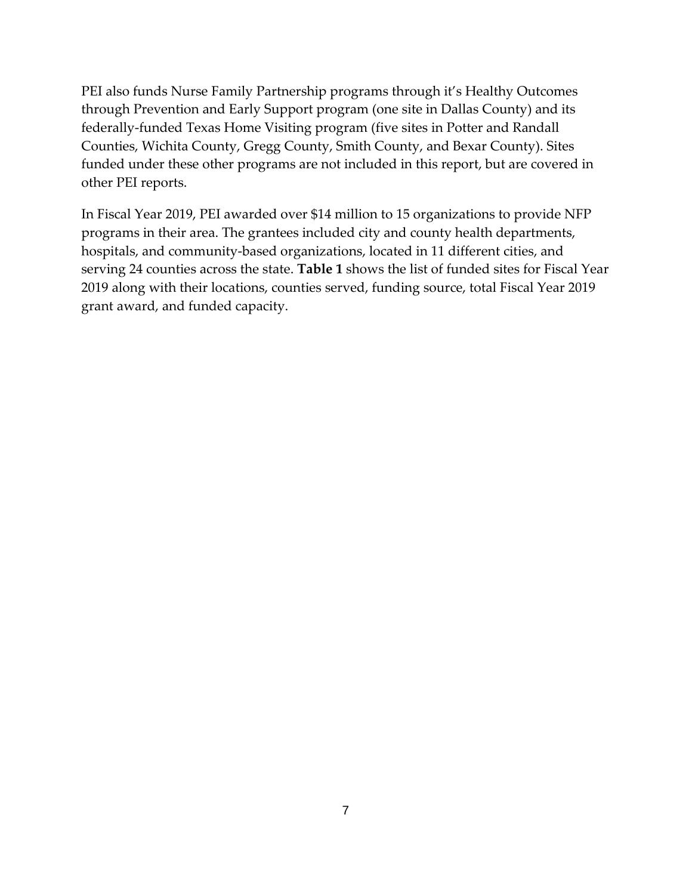PEI also funds Nurse Family Partnership programs through it's Healthy Outcomes through Prevention and Early Support program (one site in Dallas County) and its federally-funded Texas Home Visiting program (five sites in Potter and Randall Counties, Wichita County, Gregg County, Smith County, and Bexar County). Sites funded under these other programs are not included in this report, but are covered in other PEI reports.

In Fiscal Year 2019, PEI awarded over $14 million to 15 organizations to provide NFP programs in their area. The grantees included city and county health departments, hospitals, and community-based organizations, located in 11 different cities, and serving 24 counties across the state. **Table 1** shows the list of funded sites for Fiscal Year 2019 along with their locations, counties served, funding source, total Fiscal Year 2019 grant award, and funded capacity.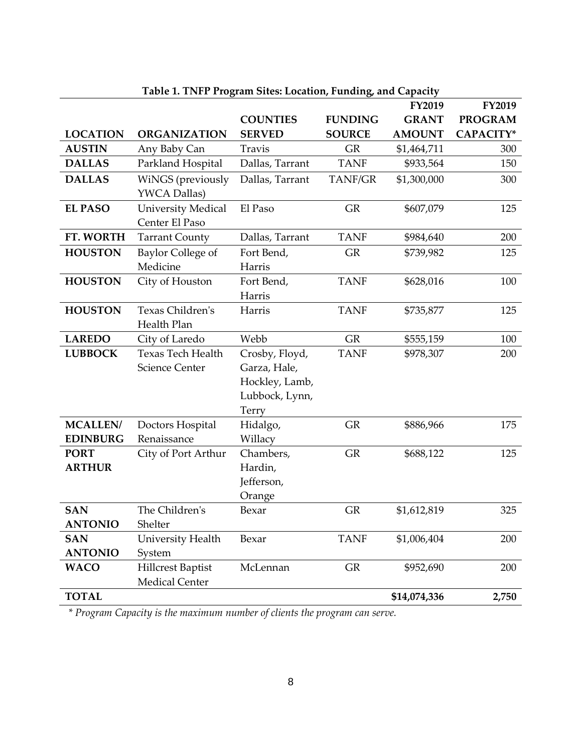**Table 1. TNFP Program Sites: Location, Funding, and Capacity**

| LOCATION | ORGANIZATION | COUNTIES SERVED | FUNDING SOURCE | FY2019 GRANT AMOUNT | FY2019 PROGRAM CAPACITY* |
|---|---|---|---|---|---|
| **AUSTIN** | Any Baby Can | Travis | GR | $1,464,711 | 300 |
| **DALLAS** | Parkland Hospital | Dallas, Tarrant | TANF | $933,564 | 150 |
| **DALLAS** | WiNGS (previously YWCA Dallas) | Dallas, Tarrant | TANF/GR | $1,300,000 | 300 |
| **EL PASO** | University Medical Center El Paso | El Paso | GR | $607,079 | 125 |
| **FT. WORTH** | Tarrant County | Dallas, Tarrant | TANF | $984,640 | 200 |
| **HOUSTON** | Baylor College of Medicine | Fort Bend, Harris | GR | $739,982 | 125 |
| **HOUSTON** | City of Houston | Fort Bend, Harris | TANF | $628,016 | 100 |
| **HOUSTON** | Texas Children's Health Plan | Harris | TANF | $735,877 | 125 |
| **LAREDO** | City of Laredo | Webb | GR | $555,159 | 100 |
| **LUBBOCK** | Texas Tech Health Science Center | Crosby, Floyd, Garza, Hale, Hockley, Lamb, Lubbock, Lynn, Terry | TANF | $978,307 | 200 |
| **MCALLEN/ EDINBURG** | Doctors Hospital Renaissance | Hidalgo, Willacy | GR | $886,966 | 175 |
| **PORT ARTHUR** | City of Port Arthur | Chambers, Hardin, Jefferson, Orange | GR | $688,122 | 125 |
| **SAN ANTONIO** | The Children's Shelter | Bexar | GR | $1,612,819 | 325 |
| **SAN ANTONIO** | University Health System | Bexar | TANF | $1,006,404 | 200 |
| **WACO** | Hillcrest Baptist Medical Center | McLennan | GR | $952,690 | 200 |
| **TOTAL** | | | | **$14,074,336** | **2,750** |

*\* Program Capacity is the maximum number of clients the program can serve.*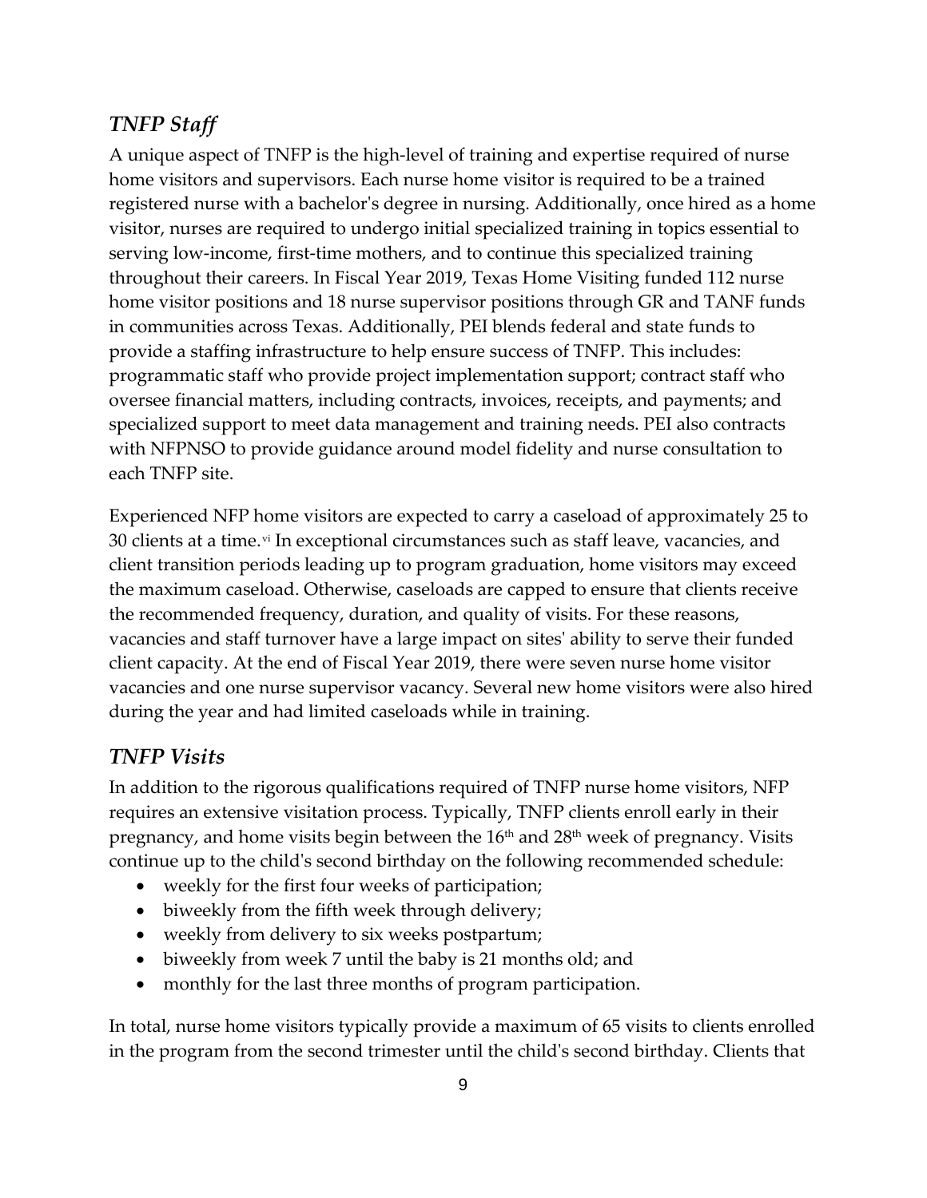## *TNFP Staff*

A unique aspect of TNFP is the high-level of training and expertise required of nurse home visitors and supervisors. Each nurse home visitor is required to be a trained registered nurse with a bachelor's degree in nursing. Additionally, once hired as a home visitor, nurses are required to undergo initial specialized training in topics essential to serving low-income, first-time mothers, and to continue this specialized training throughout their careers. In Fiscal Year 2019, Texas Home Visiting funded 112 nurse home visitor positions and 18 nurse supervisor positions through GR and TANF funds in communities across Texas. Additionally, PEI blends federal and state funds to provide a staffing infrastructure to help ensure success of TNFP. This includes: programmatic staff who provide project implementation support; contract staff who oversee financial matters, including contracts, invoices, receipts, and payments; and specialized support to meet data management and training needs. PEI also contracts with NFPNSO to provide guidance around model fidelity and nurse consultation to each TNFP site.

Experienced NFP home visitors are expected to carry a caseload of approximately 25 to 30 clients at a time.[vi] In exceptional circumstances such as staff leave, vacancies, and client transition periods leading up to program graduation, home visitors may exceed the maximum caseload. Otherwise, caseloads are capped to ensure that clients receive the recommended frequency, duration, and quality of visits. For these reasons, vacancies and staff turnover have a large impact on sites' ability to serve their funded client capacity. At the end of Fiscal Year 2019, there were seven nurse home visitor vacancies and one nurse supervisor vacancy. Several new home visitors were also hired during the year and had limited caseloads while in training.

## *TNFP Visits*

In addition to the rigorous qualifications required of TNFP nurse home visitors, NFP requires an extensive visitation process. Typically, TNFP clients enroll early in their pregnancy, and home visits begin between the 16th and 28th week of pregnancy. Visits continue up to the child's second birthday on the following recommended schedule:

- weekly for the first four weeks of participation;
- biweekly from the fifth week through delivery;
- weekly from delivery to six weeks postpartum;
- biweekly from week 7 until the baby is 21 months old; and
- monthly for the last three months of program participation.

In total, nurse home visitors typically provide a maximum of 65 visits to clients enrolled in the program from the second trimester until the child's second birthday. Clients that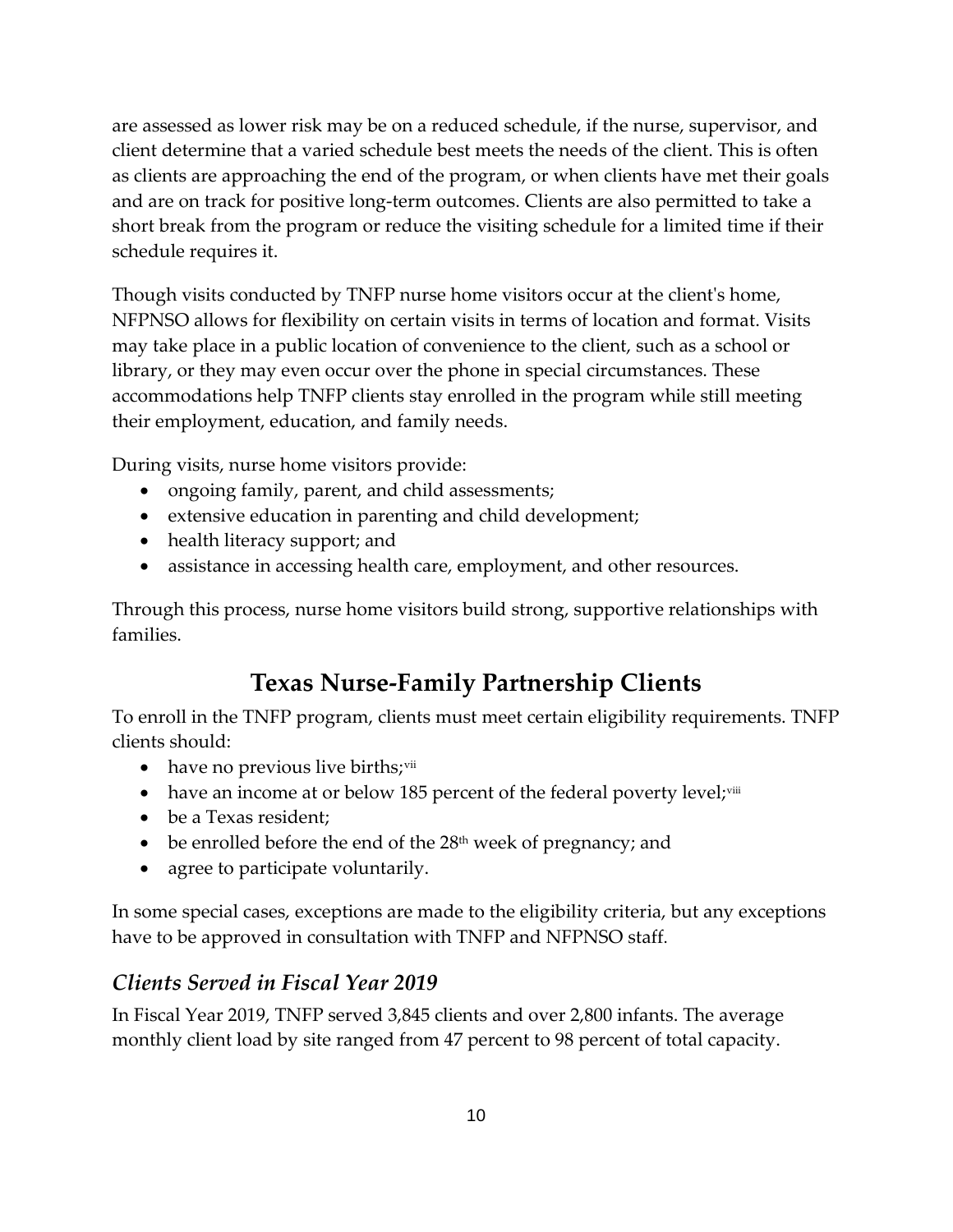are assessed as lower risk may be on a reduced schedule, if the nurse, supervisor, and client determine that a varied schedule best meets the needs of the client. This is often as clients are approaching the end of the program, or when clients have met their goals and are on track for positive long-term outcomes. Clients are also permitted to take a short break from the program or reduce the visiting schedule for a limited time if their schedule requires it.

Though visits conducted by TNFP nurse home visitors occur at the client's home, NFPNSO allows for flexibility on certain visits in terms of location and format. Visits may take place in a public location of convenience to the client, such as a school or library, or they may even occur over the phone in special circumstances. These accommodations help TNFP clients stay enrolled in the program while still meeting their employment, education, and family needs.

During visits, nurse home visitors provide:

- ongoing family, parent, and child assessments;
- extensive education in parenting and child development;
- health literacy support; and
- assistance in accessing health care, employment, and other resources.

Through this process, nurse home visitors build strong, supportive relationships with families.

# Texas Nurse-Family Partnership Clients

To enroll in the TNFP program, clients must meet certain eligibility requirements. TNFP clients should:

- have no previous live births;[vii]
- have an income at or below 185 percent of the federal poverty level;[viii]
- be a Texas resident;
- be enrolled before the end of the 28th week of pregnancy; and
- agree to participate voluntarily.

In some special cases, exceptions are made to the eligibility criteria, but any exceptions have to be approved in consultation with TNFP and NFPNSO staff.

## *Clients Served in Fiscal Year 2019*

In Fiscal Year 2019, TNFP served 3,845 clients and over 2,800 infants. The average monthly client load by site ranged from 47 percent to 98 percent of total capacity.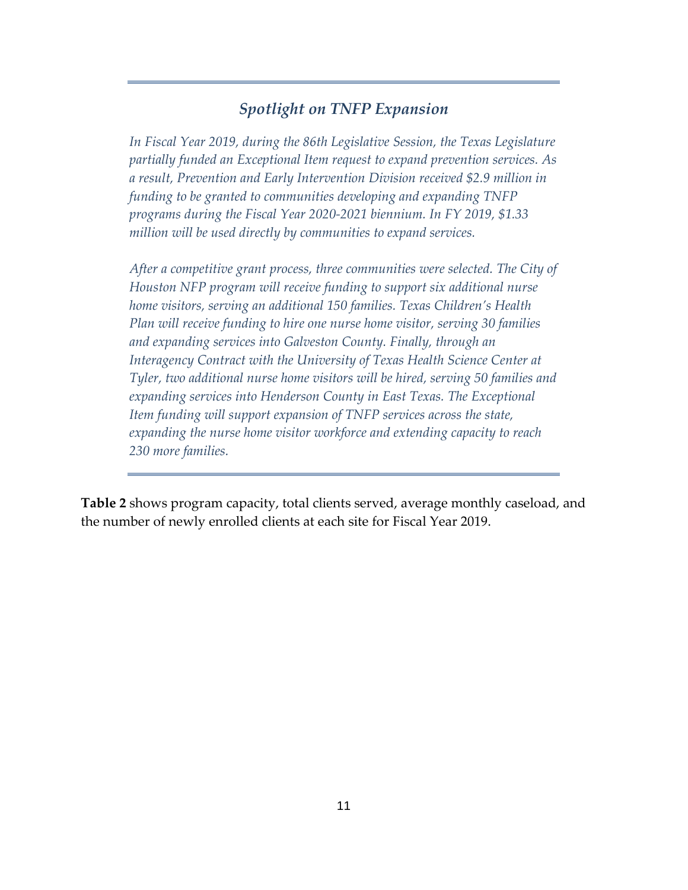## *Spotlight on TNFP Expansion*

*In Fiscal Year 2019, during the 86th Legislative Session, the Texas Legislature partially funded an Exceptional Item request to expand prevention services. As a result, Prevention and Early Intervention Division received $2.9 million in funding to be granted to communities developing and expanding TNFP programs during the Fiscal Year 2020-2021 biennium. In FY 2019, $1.33 million will be used directly by communities to expand services.*

*After a competitive grant process, three communities were selected. The City of Houston NFP program will receive funding to support six additional nurse home visitors, serving an additional 150 families. Texas Children's Health Plan will receive funding to hire one nurse home visitor, serving 30 families and expanding services into Galveston County. Finally, through an Interagency Contract with the University of Texas Health Science Center at Tyler, two additional nurse home visitors will be hired, serving 50 families and expanding services into Henderson County in East Texas. The Exceptional Item funding will support expansion of TNFP services across the state, expanding the nurse home visitor workforce and extending capacity to reach 230 more families.*

**Table 2** shows program capacity, total clients served, average monthly caseload, and the number of newly enrolled clients at each site for Fiscal Year 2019.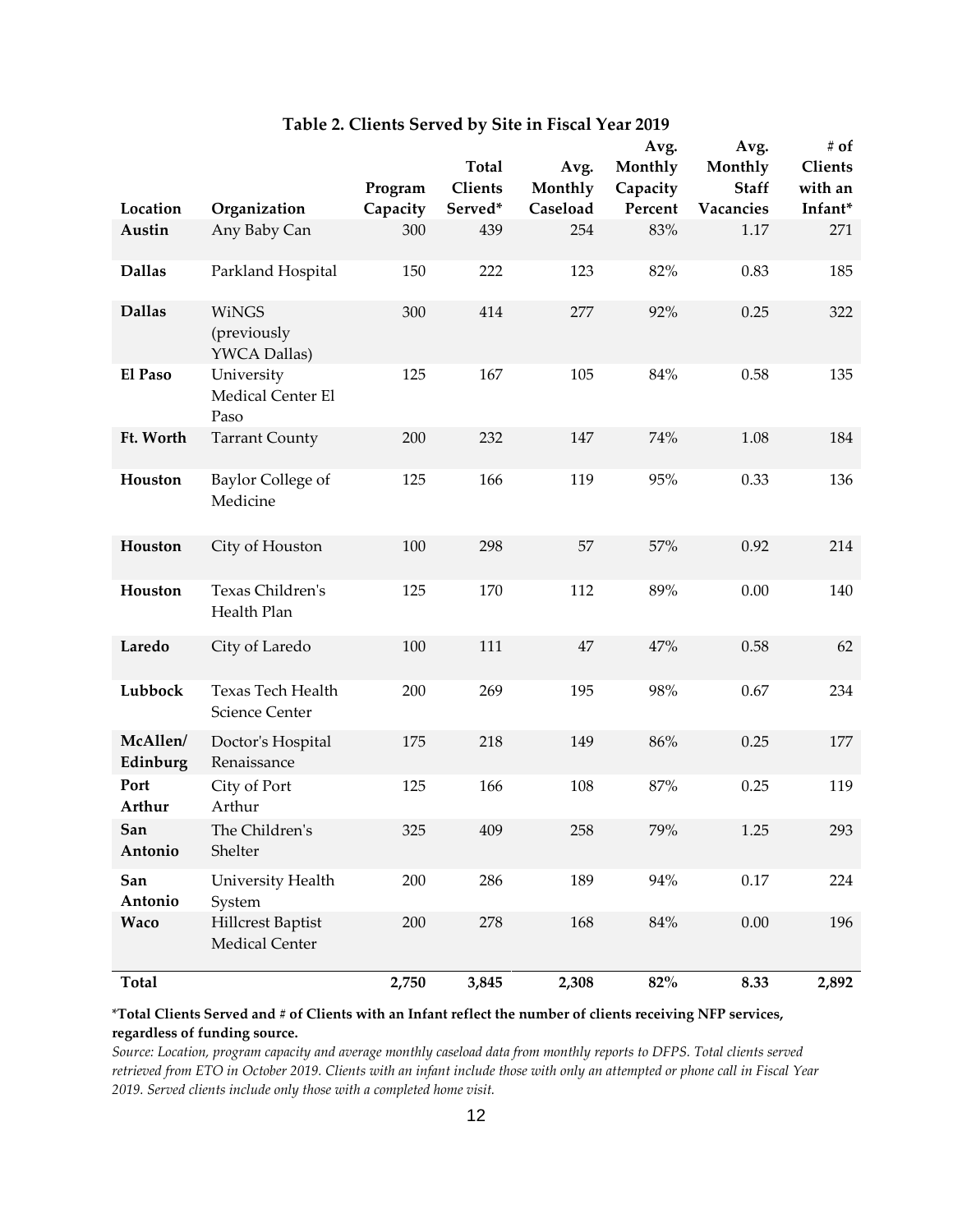### Table 2. Clients Served by Site in Fiscal Year 2019

| Location | Organization | Program Capacity | Total Clients Served* | Avg. Monthly Caseload | Avg. Monthly Capacity Percent | Avg. Monthly Staff Vacancies | # of Clients with an Infant* |
|---|---|---|---|---|---|---|---|
| **Austin** | Any Baby Can | 300 | 439 | 254 | 83% | 1.17 | 271 |
| **Dallas** | Parkland Hospital | 150 | 222 | 123 | 82% | 0.83 | 185 |
| **Dallas** | WiNGS (previously YWCA Dallas) | 300 | 414 | 277 | 92% | 0.25 | 322 |
| **El Paso** | University Medical Center El Paso | 125 | 167 | 105 | 84% | 0.58 | 135 |
| **Ft. Worth** | Tarrant County | 200 | 232 | 147 | 74% | 1.08 | 184 |
| **Houston** | Baylor College of Medicine | 125 | 166 | 119 | 95% | 0.33 | 136 |
| **Houston** | City of Houston | 100 | 298 | 57 | 57% | 0.92 | 214 |
| **Houston** | Texas Children's Health Plan | 125 | 170 | 112 | 89% | 0.00 | 140 |
| **Laredo** | City of Laredo | 100 | 111 | 47 | 47% | 0.58 | 62 |
| **Lubbock** | Texas Tech Health Science Center | 200 | 269 | 195 | 98% | 0.67 | 234 |
| **McAllen/ Edinburg** | Doctor's Hospital Renaissance | 175 | 218 | 149 | 86% | 0.25 | 177 |
| **Port Arthur** | City of Port Arthur | 125 | 166 | 108 | 87% | 0.25 | 119 |
| **San Antonio** | The Children's Shelter | 325 | 409 | 258 | 79% | 1.25 | 293 |
| **San Antonio** | University Health System | 200 | 286 | 189 | 94% | 0.17 | 224 |
| **Waco** | Hillcrest Baptist Medical Center | 200 | 278 | 168 | 84% | 0.00 | 196 |
| **Total** | | **2,750** | **3,845** | **2,308** | **82%** | **8.33** | **2,892** |

***Total Clients Served and # of Clients with an Infant reflect the number of clients receiving NFP services, regardless of funding source.**

*Source: Location, program capacity and average monthly caseload data from monthly reports to DFPS. Total clients served retrieved from ETO in October 2019. Clients with an infant include those with only an attempted or phone call in Fiscal Year 2019. Served clients include only those with a completed home visit.*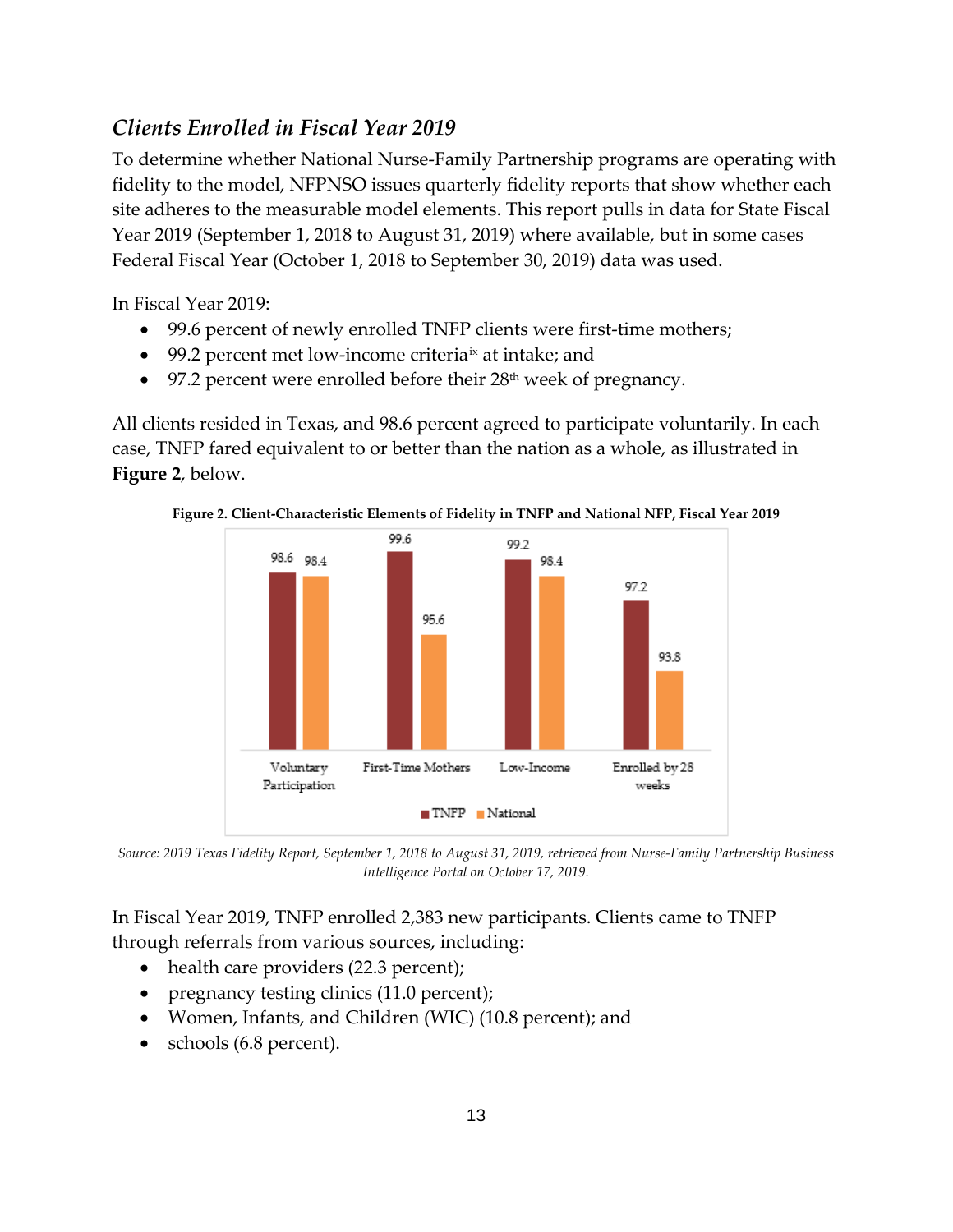## *Clients Enrolled in Fiscal Year 2019*

To determine whether National Nurse-Family Partnership programs are operating with fidelity to the model, NFPNSO issues quarterly fidelity reports that show whether each site adheres to the measurable model elements. This report pulls in data for State Fiscal Year 2019 (September 1, 2018 to August 31, 2019) where available, but in some cases Federal Fiscal Year (October 1, 2018 to September 30, 2019) data was used.

In Fiscal Year 2019:

- 99.6 percent of newly enrolled TNFP clients were first-time mothers;
- 99.2 percent met low-income criteria[ix] at intake; and
- 97.2 percent were enrolled before their 28th week of pregnancy.

All clients resided in Texas, and 98.6 percent agreed to participate voluntarily. In each case, TNFP fared equivalent to or better than the nation as a whole, as illustrated in **Figure 2**, below.

**Figure 2. Client-Characteristic Elements of Fidelity in TNFP and National NFP, Fiscal Year 2019**

| | TNFP | National |
|---|---|---|
| Voluntary Participation | 98.6 | 98.4 |
| First-Time Mothers | 99.6 | 95.6 |
| Low-Income | 99.2 | 98.4 |
| Enrolled by 28 weeks | 97.2 | 93.8 |

*Source: 2019 Texas Fidelity Report, September 1, 2018 to August 31, 2019, retrieved from Nurse-Family Partnership Business Intelligence Portal on October 17, 2019.*

In Fiscal Year 2019, TNFP enrolled 2,383 new participants. Clients came to TNFP through referrals from various sources, including:

- health care providers (22.3 percent);
- pregnancy testing clinics (11.0 percent);
- Women, Infants, and Children (WIC) (10.8 percent); and
- schools (6.8 percent).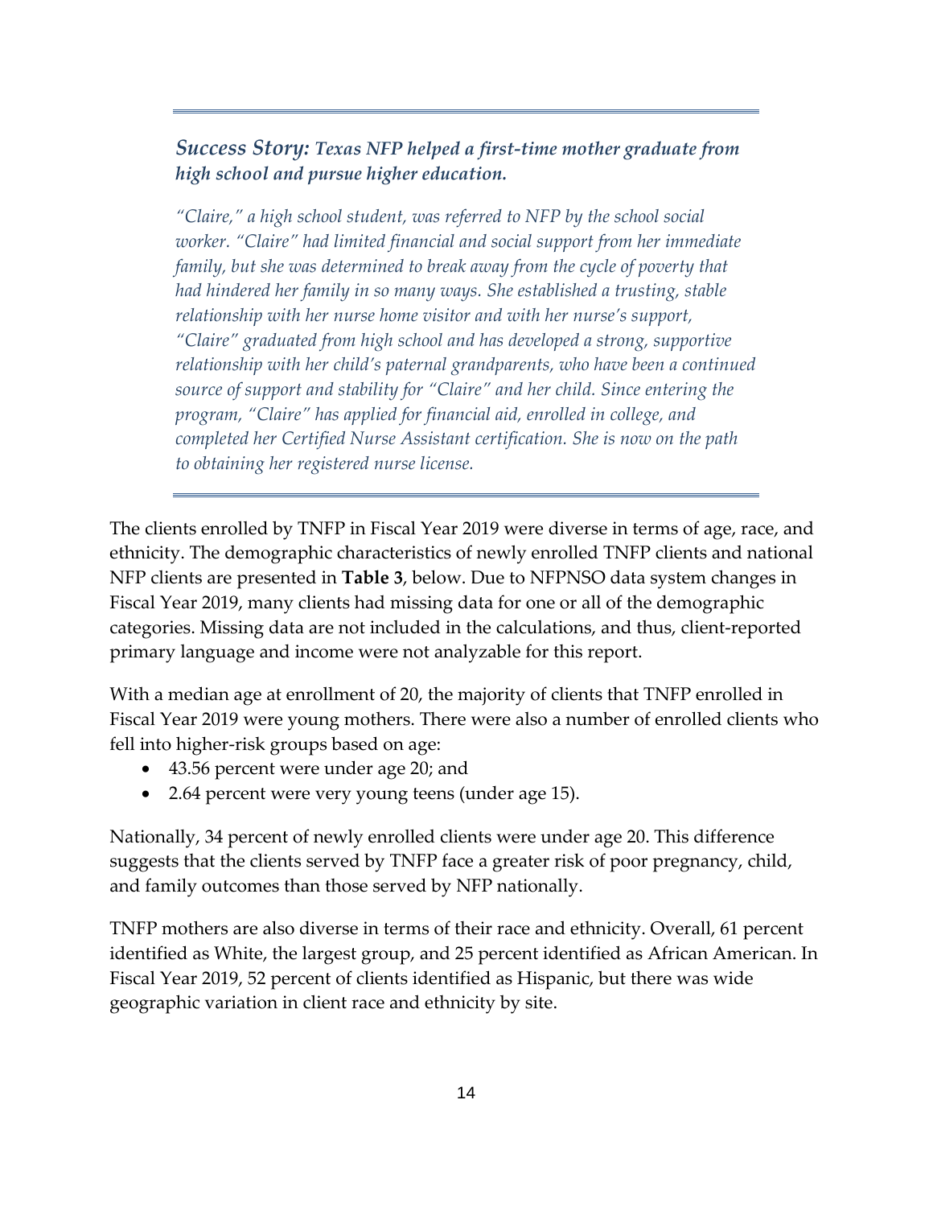---

### *Success Story: Texas NFP helped a first-time mother graduate from high school and pursue higher education.*

*"Claire," a high school student, was referred to NFP by the school social worker. "Claire" had limited financial and social support from her immediate family, but she was determined to break away from the cycle of poverty that had hindered her family in so many ways. She established a trusting, stable relationship with her nurse home visitor and with her nurse's support, "Claire" graduated from high school and has developed a strong, supportive relationship with her child's paternal grandparents, who have been a continued source of support and stability for "Claire" and her child. Since entering the program, "Claire" has applied for financial aid, enrolled in college, and completed her Certified Nurse Assistant certification. She is now on the path to obtaining her registered nurse license.*

---

The clients enrolled by TNFP in Fiscal Year 2019 were diverse in terms of age, race, and ethnicity. The demographic characteristics of newly enrolled TNFP clients and national NFP clients are presented in **Table 3**, below. Due to NFPNSO data system changes in Fiscal Year 2019, many clients had missing data for one or all of the demographic categories. Missing data are not included in the calculations, and thus, client-reported primary language and income were not analyzable for this report.

With a median age at enrollment of 20, the majority of clients that TNFP enrolled in Fiscal Year 2019 were young mothers. There were also a number of enrolled clients who fell into higher-risk groups based on age:

- 43.56 percent were under age 20; and
- 2.64 percent were very young teens (under age 15).

Nationally, 34 percent of newly enrolled clients were under age 20. This difference suggests that the clients served by TNFP face a greater risk of poor pregnancy, child, and family outcomes than those served by NFP nationally.

TNFP mothers are also diverse in terms of their race and ethnicity. Overall, 61 percent identified as White, the largest group, and 25 percent identified as African American. In Fiscal Year 2019, 52 percent of clients identified as Hispanic, but there was wide geographic variation in client race and ethnicity by site.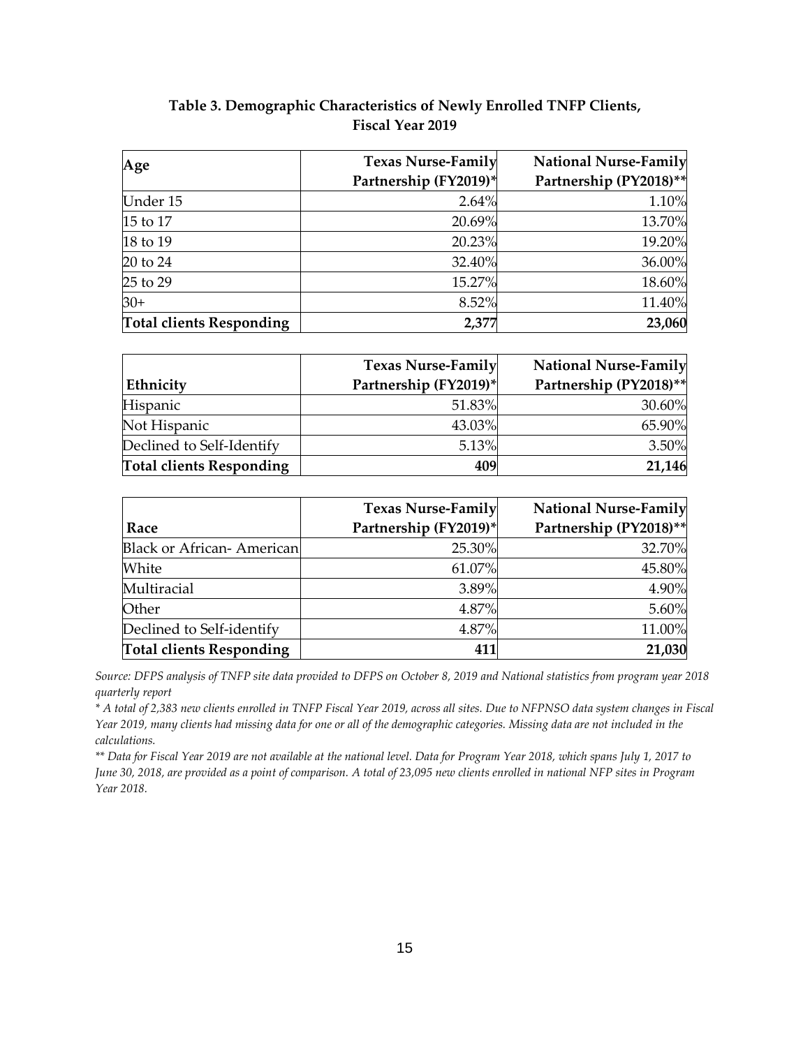**Table 3. Demographic Characteristics of Newly Enrolled TNFP Clients, Fiscal Year 2019**

| Age | Texas Nurse-Family Partnership (FY2019)* | National Nurse-Family Partnership (PY2018)** |
|---|---|---|
| Under 15 | 2.64% | 1.10% |
| 15 to 17 | 20.69% | 13.70% |
| 18 to 19 | 20.23% | 19.20% |
| 20 to 24 | 32.40% | 36.00% |
| 25 to 29 | 15.27% | 18.60% |
| 30+ | 8.52% | 11.40% |
| **Total clients Responding** | **2,377** | **23,060** |

| Ethnicity | Texas Nurse-Family Partnership (FY2019)* | National Nurse-Family Partnership (PY2018)** |
|---|---|---|
| Hispanic | 51.83% | 30.60% |
| Not Hispanic | 43.03% | 65.90% |
| Declined to Self-Identify | 5.13% | 3.50% |
| **Total clients Responding** | **409** | **21,146** |

| Race | Texas Nurse-Family Partnership (FY2019)* | National Nurse-Family Partnership (PY2018)** |
|---|---|---|
| Black or African- American | 25.30% | 32.70% |
| White | 61.07% | 45.80% |
| Multiracial | 3.89% | 4.90% |
| Other | 4.87% | 5.60% |
| Declined to Self-identify | 4.87% | 11.00% |
| **Total clients Responding** | **411** | **21,030** |

*Source: DFPS analysis of TNFP site data provided to DFPS on October 8, 2019 and National statistics from program year 2018 quarterly report*

*\* A total of 2,383 new clients enrolled in TNFP Fiscal Year 2019, across all sites. Due to NFPNSO data system changes in Fiscal Year 2019, many clients had missing data for one or all of the demographic categories. Missing data are not included in the calculations.*

*\*\* Data for Fiscal Year 2019 are not available at the national level. Data for Program Year 2018, which spans July 1, 2017 to June 30, 2018, are provided as a point of comparison. A total of 23,095 new clients enrolled in national NFP sites in Program Year 2018.*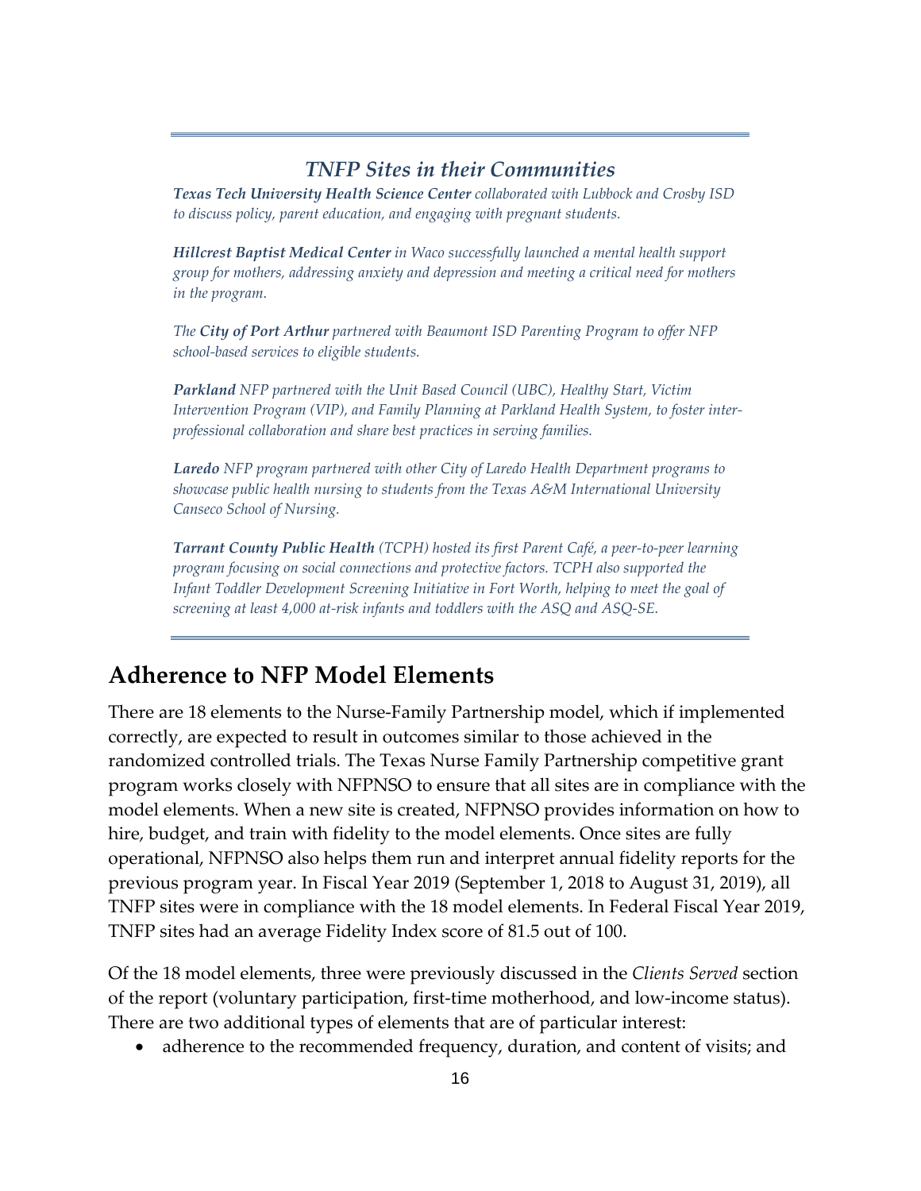---

### *TNFP Sites in their Communities*

***Texas Tech University Health Science Center*** *collaborated with Lubbock and Crosby ISD to discuss policy, parent education, and engaging with pregnant students.*

***Hillcrest Baptist Medical Center*** *in Waco successfully launched a mental health support group for mothers, addressing anxiety and depression and meeting a critical need for mothers in the program.*

*The* ***City of Port Arthur*** *partnered with Beaumont ISD Parenting Program to offer NFP school-based services to eligible students.*

***Parkland*** *NFP partnered with the Unit Based Council (UBC), Healthy Start, Victim Intervention Program (VIP), and Family Planning at Parkland Health System, to foster inter-professional collaboration and share best practices in serving families.*

***Laredo*** *NFP program partnered with other City of Laredo Health Department programs to showcase public health nursing to students from the Texas A&M International University Canseco School of Nursing.*

***Tarrant County Public Health*** *(TCPH) hosted its first Parent Café, a peer-to-peer learning program focusing on social connections and protective factors. TCPH also supported the Infant Toddler Development Screening Initiative in Fort Worth, helping to meet the goal of screening at least 4,000 at-risk infants and toddlers with the ASQ and ASQ-SE.*

---

## Adherence to NFP Model Elements

There are 18 elements to the Nurse-Family Partnership model, which if implemented correctly, are expected to result in outcomes similar to those achieved in the randomized controlled trials. The Texas Nurse Family Partnership competitive grant program works closely with NFPNSO to ensure that all sites are in compliance with the model elements. When a new site is created, NFPNSO provides information on how to hire, budget, and train with fidelity to the model elements. Once sites are fully operational, NFPNSO also helps them run and interpret annual fidelity reports for the previous program year. In Fiscal Year 2019 (September 1, 2018 to August 31, 2019), all TNFP sites were in compliance with the 18 model elements. In Federal Fiscal Year 2019, TNFP sites had an average Fidelity Index score of 81.5 out of 100.

Of the 18 model elements, three were previously discussed in the *Clients Served* section of the report (voluntary participation, first-time motherhood, and low-income status). There are two additional types of elements that are of particular interest:

- adherence to the recommended frequency, duration, and content of visits; and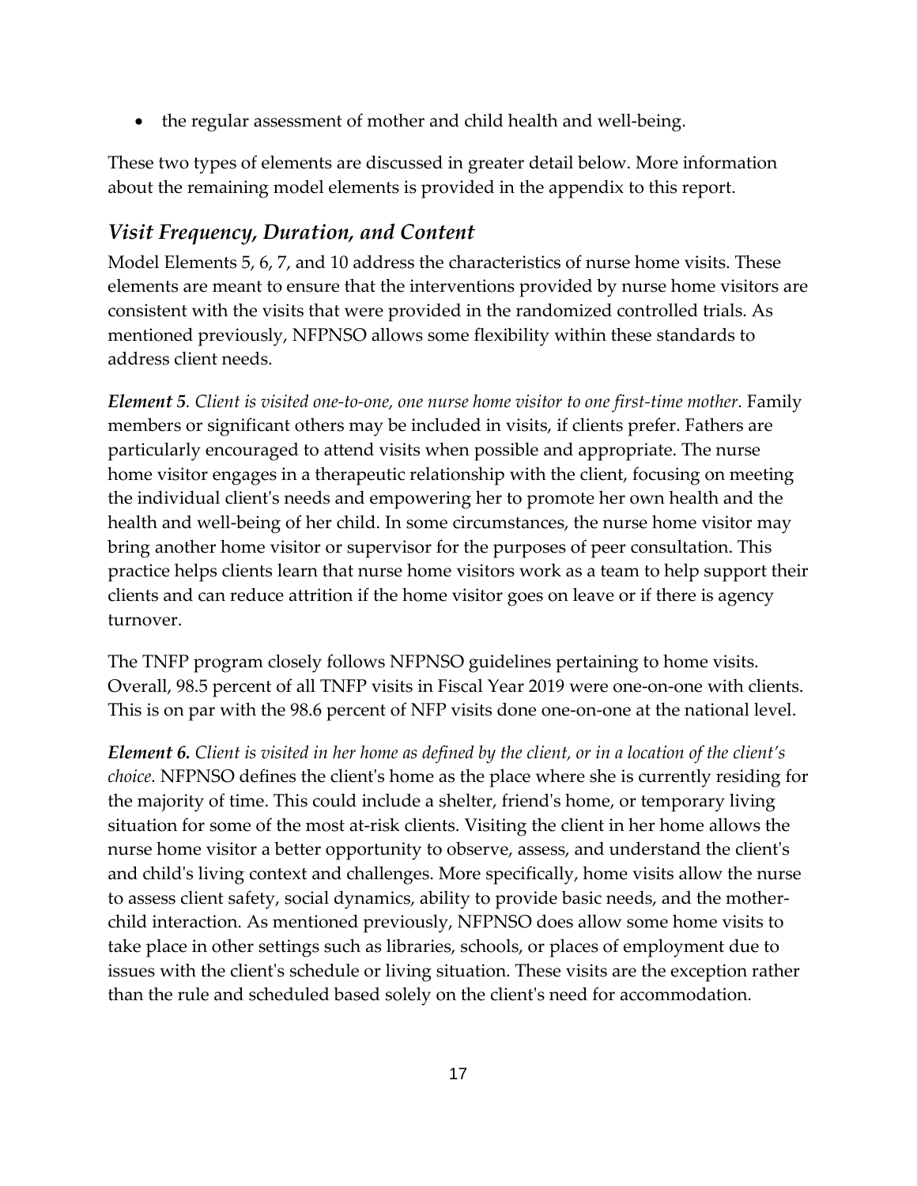- the regular assessment of mother and child health and well-being.

These two types of elements are discussed in greater detail below. More information about the remaining model elements is provided in the appendix to this report.

### *Visit Frequency, Duration, and Content*

Model Elements 5, 6, 7, and 10 address the characteristics of nurse home visits. These elements are meant to ensure that the interventions provided by nurse home visitors are consistent with the visits that were provided in the randomized controlled trials. As mentioned previously, NFPNSO allows some flexibility within these standards to address client needs.

***Element 5****. Client is visited one-to-one, one nurse home visitor to one first-time mother.* Family members or significant others may be included in visits, if clients prefer. Fathers are particularly encouraged to attend visits when possible and appropriate. The nurse home visitor engages in a therapeutic relationship with the client, focusing on meeting the individual client's needs and empowering her to promote her own health and the health and well-being of her child. In some circumstances, the nurse home visitor may bring another home visitor or supervisor for the purposes of peer consultation. This practice helps clients learn that nurse home visitors work as a team to help support their clients and can reduce attrition if the home visitor goes on leave or if there is agency turnover.

The TNFP program closely follows NFPNSO guidelines pertaining to home visits. Overall, 98.5 percent of all TNFP visits in Fiscal Year 2019 were one-on-one with clients. This is on par with the 98.6 percent of NFP visits done one-on-one at the national level.

***Element 6.*** *Client is visited in her home as defined by the client, or in a location of the client's choice.* NFPNSO defines the client's home as the place where she is currently residing for the majority of time. This could include a shelter, friend's home, or temporary living situation for some of the most at-risk clients. Visiting the client in her home allows the nurse home visitor a better opportunity to observe, assess, and understand the client's and child's living context and challenges. More specifically, home visits allow the nurse to assess client safety, social dynamics, ability to provide basic needs, and the mother-child interaction. As mentioned previously, NFPNSO does allow some home visits to take place in other settings such as libraries, schools, or places of employment due to issues with the client's schedule or living situation. These visits are the exception rather than the rule and scheduled based solely on the client's need for accommodation.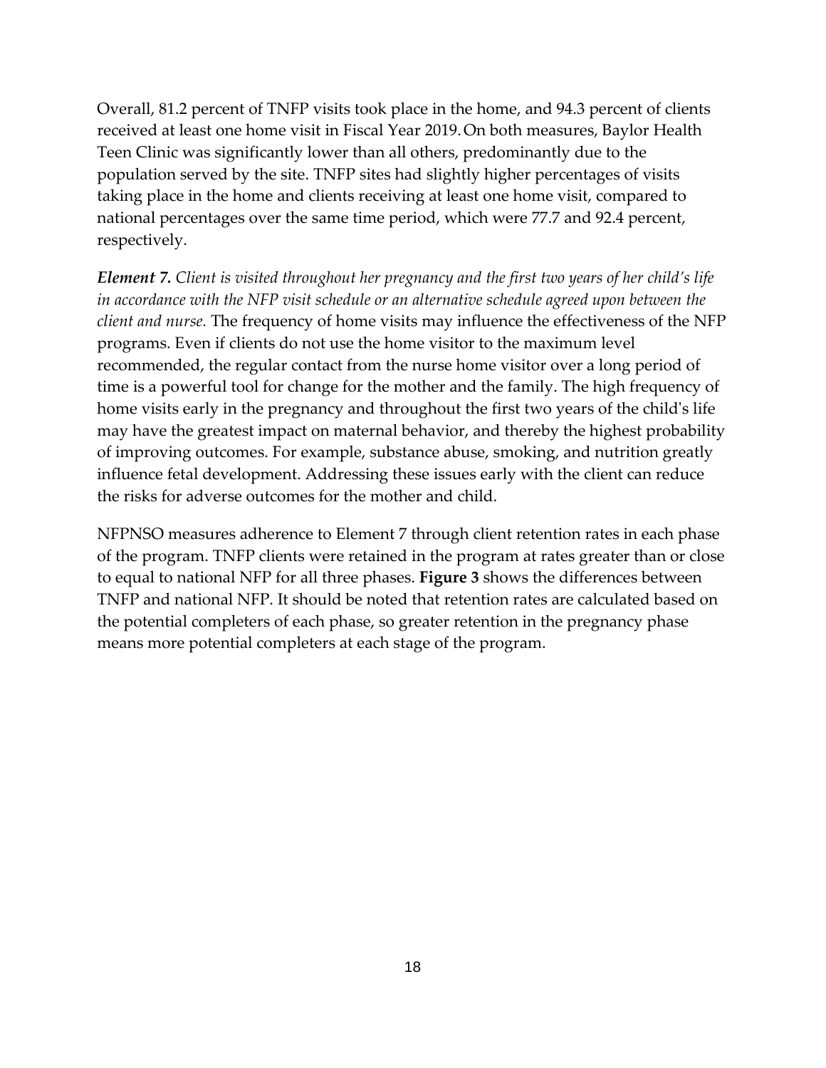Overall, 81.2 percent of TNFP visits took place in the home, and 94.3 percent of clients received at least one home visit in Fiscal Year 2019. On both measures, Baylor Health Teen Clinic was significantly lower than all others, predominantly due to the population served by the site. TNFP sites had slightly higher percentages of visits taking place in the home and clients receiving at least one home visit, compared to national percentages over the same time period, which were 77.7 and 92.4 percent, respectively.

***Element 7.*** *Client is visited throughout her pregnancy and the first two years of her child's life in accordance with the NFP visit schedule or an alternative schedule agreed upon between the client and nurse.* The frequency of home visits may influence the effectiveness of the NFP programs. Even if clients do not use the home visitor to the maximum level recommended, the regular contact from the nurse home visitor over a long period of time is a powerful tool for change for the mother and the family. The high frequency of home visits early in the pregnancy and throughout the first two years of the child's life may have the greatest impact on maternal behavior, and thereby the highest probability of improving outcomes. For example, substance abuse, smoking, and nutrition greatly influence fetal development. Addressing these issues early with the client can reduce the risks for adverse outcomes for the mother and child.

NFPNSO measures adherence to Element 7 through client retention rates in each phase of the program. TNFP clients were retained in the program at rates greater than or close to equal to national NFP for all three phases. **Figure 3** shows the differences between TNFP and national NFP. It should be noted that retention rates are calculated based on the potential completers of each phase, so greater retention in the pregnancy phase means more potential completers at each stage of the program.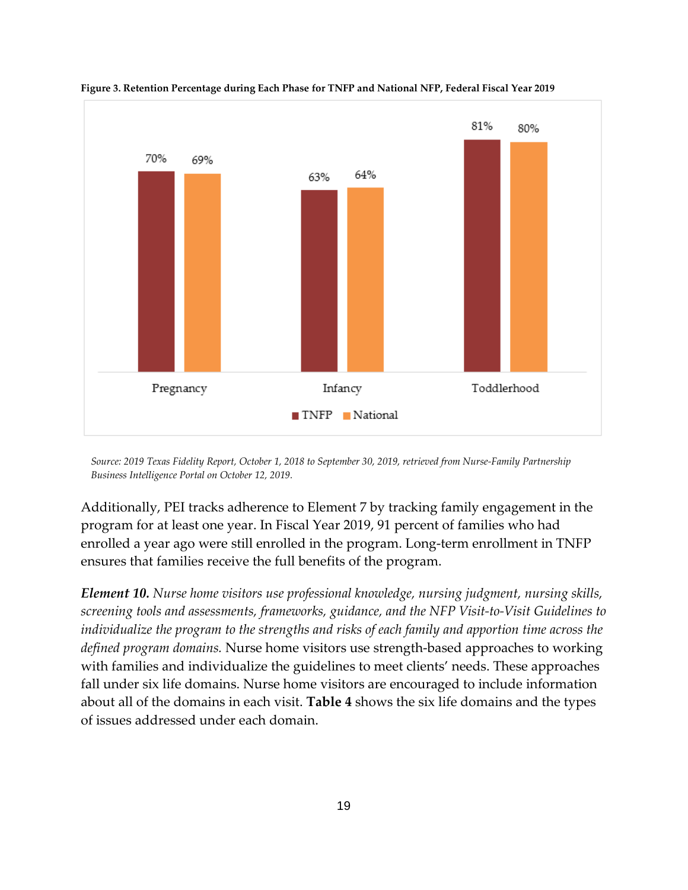**Figure 3. Retention Percentage during Each Phase for TNFP and National NFP, Federal Fiscal Year 2019**

| Phase | TNFP | National |
|---|---|---|
| Pregnancy | 70% | 69% |
| Infancy | 63% | 64% |
| Toddlerhood | 81% | 80% |

*Source: 2019 Texas Fidelity Report, October 1, 2018 to September 30, 2019, retrieved from Nurse-Family Partnership Business Intelligence Portal on October 12, 2019.*

Additionally, PEI tracks adherence to Element 7 by tracking family engagement in the program for at least one year. In Fiscal Year 2019, 91 percent of families who had enrolled a year ago were still enrolled in the program. Long-term enrollment in TNFP ensures that families receive the full benefits of the program.

***Element 10.*** *Nurse home visitors use professional knowledge, nursing judgment, nursing skills, screening tools and assessments, frameworks, guidance, and the NFP Visit-to-Visit Guidelines to individualize the program to the strengths and risks of each family and apportion time across the defined program domains.* Nurse home visitors use strength-based approaches to working with families and individualize the guidelines to meet clients' needs. These approaches fall under six life domains. Nurse home visitors are encouraged to include information about all of the domains in each visit. **Table 4** shows the six life domains and the types of issues addressed under each domain.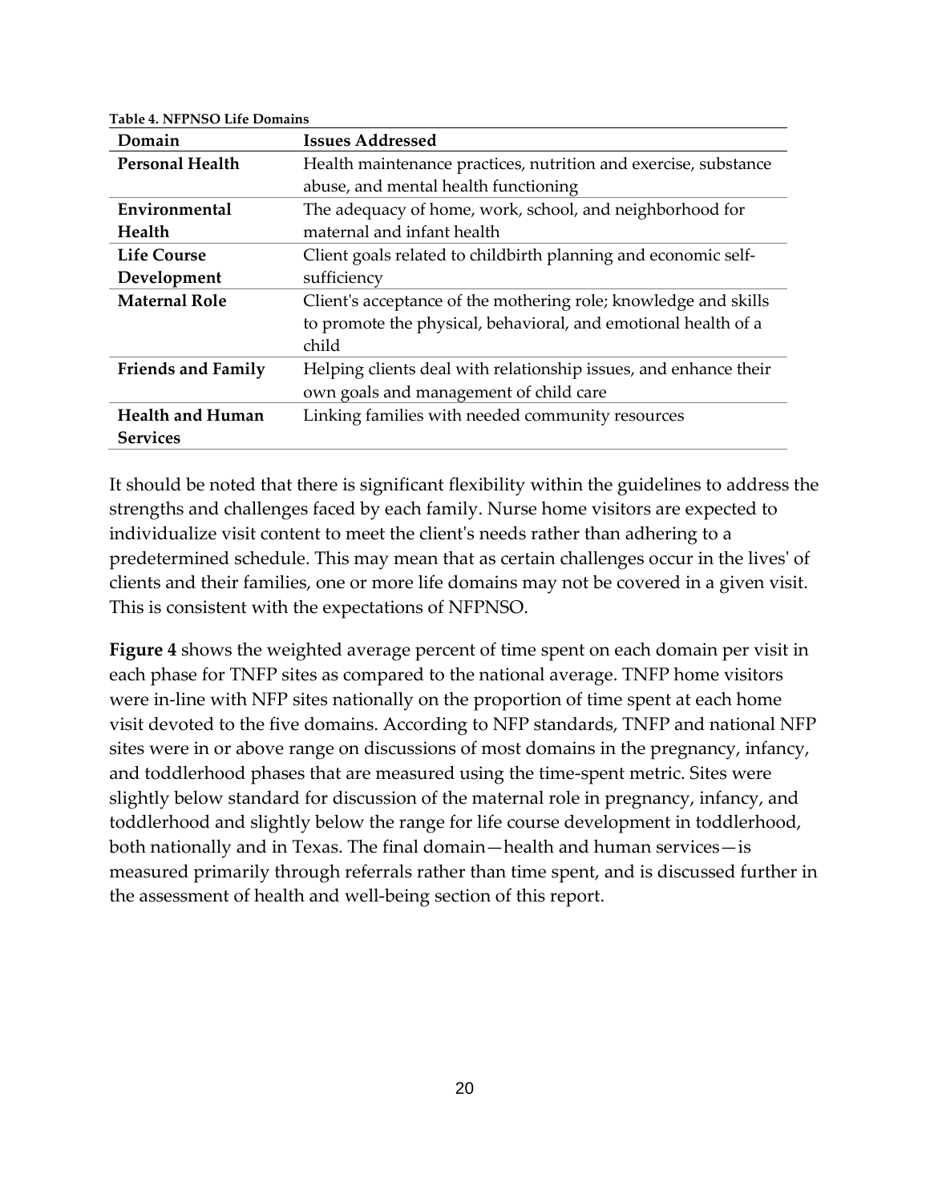**Table 4. NFPNSO Life Domains**

| Domain | Issues Addressed |
|---|---|
| **Personal Health** | Health maintenance practices, nutrition and exercise, substance abuse, and mental health functioning |
| **Environmental Health** | The adequacy of home, work, school, and neighborhood for maternal and infant health |
| **Life Course Development** | Client goals related to childbirth planning and economic self-sufficiency |
| **Maternal Role** | Client's acceptance of the mothering role; knowledge and skills to promote the physical, behavioral, and emotional health of a child |
| **Friends and Family** | Helping clients deal with relationship issues, and enhance their own goals and management of child care |
| **Health and Human Services** | Linking families with needed community resources |

It should be noted that there is significant flexibility within the guidelines to address the strengths and challenges faced by each family. Nurse home visitors are expected to individualize visit content to meet the client's needs rather than adhering to a predetermined schedule. This may mean that as certain challenges occur in the lives' of clients and their families, one or more life domains may not be covered in a given visit. This is consistent with the expectations of NFPNSO.

**Figure 4** shows the weighted average percent of time spent on each domain per visit in each phase for TNFP sites as compared to the national average. TNFP home visitors were in-line with NFP sites nationally on the proportion of time spent at each home visit devoted to the five domains. According to NFP standards, TNFP and national NFP sites were in or above range on discussions of most domains in the pregnancy, infancy, and toddlerhood phases that are measured using the time-spent metric. Sites were slightly below standard for discussion of the maternal role in pregnancy, infancy, and toddlerhood and slightly below the range for life course development in toddlerhood, both nationally and in Texas. The final domain—health and human services—is measured primarily through referrals rather than time spent, and is discussed further in the assessment of health and well-being section of this report.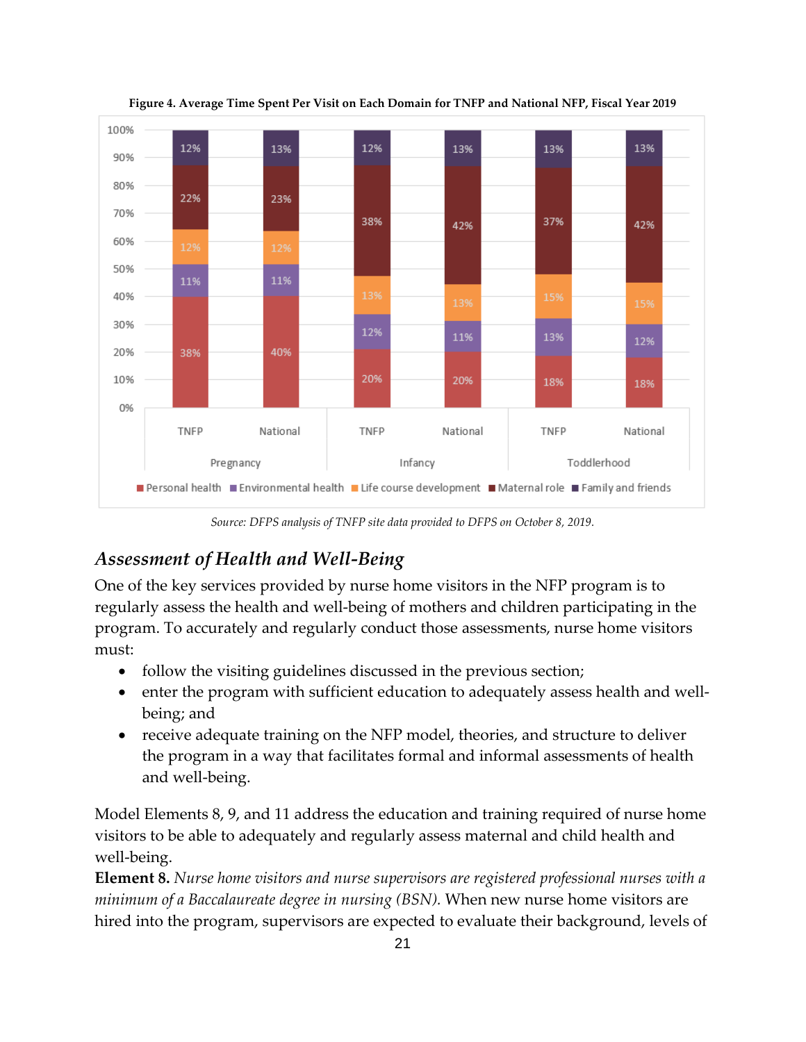**Figure 4. Average Time Spent Per Visit on Each Domain for TNFP and National NFP, Fiscal Year 2019**

| Domain | Pregnancy – TNFP | Pregnancy – National | Infancy – TNFP | Infancy – National | Toddlerhood – TNFP | Toddlerhood – National |
|---|---|---|---|---|---|---|
| Personal health | 38% | 40% | 20% | 20% | 18% | 18% |
| Environmental health | 11% | 11% | 12% | 11% | 13% | 12% |
| Life course development | 12% | 12% | 13% | 13% | 15% | 15% |
| Maternal role | 22% | 23% | 38% | 42% | 37% | 42% |
| Family and friends | 12% | 13% | 12% | 13% | 13% | 13% |

*Source: DFPS analysis of TNFP site data provided to DFPS on October 8, 2019.*

## *Assessment of Health and Well-Being*

One of the key services provided by nurse home visitors in the NFP program is to regularly assess the health and well-being of mothers and children participating in the program. To accurately and regularly conduct those assessments, nurse home visitors must:

- follow the visiting guidelines discussed in the previous section;
- enter the program with sufficient education to adequately assess health and well-being; and
- receive adequate training on the NFP model, theories, and structure to deliver the program in a way that facilitates formal and informal assessments of health and well-being.

Model Elements 8, 9, and 11 address the education and training required of nurse home visitors to be able to adequately and regularly assess maternal and child health and well-being.

**Element 8.** *Nurse home visitors and nurse supervisors are registered professional nurses with a minimum of a Baccalaureate degree in nursing (BSN).* When new nurse home visitors are hired into the program, supervisors are expected to evaluate their background, levels of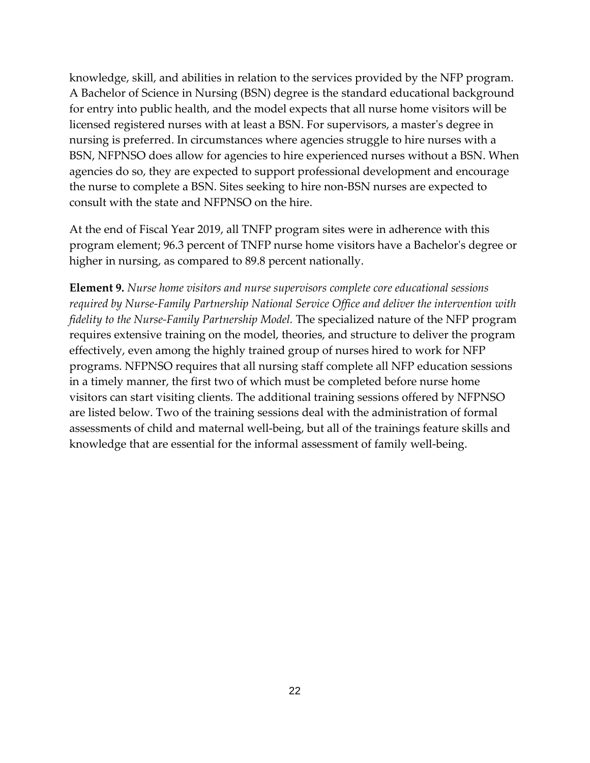knowledge, skill, and abilities in relation to the services provided by the NFP program. A Bachelor of Science in Nursing (BSN) degree is the standard educational background for entry into public health, and the model expects that all nurse home visitors will be licensed registered nurses with at least a BSN. For supervisors, a master's degree in nursing is preferred. In circumstances where agencies struggle to hire nurses with a BSN, NFPNSO does allow for agencies to hire experienced nurses without a BSN. When agencies do so, they are expected to support professional development and encourage the nurse to complete a BSN. Sites seeking to hire non-BSN nurses are expected to consult with the state and NFPNSO on the hire.

At the end of Fiscal Year 2019, all TNFP program sites were in adherence with this program element; 96.3 percent of TNFP nurse home visitors have a Bachelor's degree or higher in nursing, as compared to 89.8 percent nationally.

**Element 9.** *Nurse home visitors and nurse supervisors complete core educational sessions required by Nurse-Family Partnership National Service Office and deliver the intervention with fidelity to the Nurse-Family Partnership Model.* The specialized nature of the NFP program requires extensive training on the model, theories, and structure to deliver the program effectively, even among the highly trained group of nurses hired to work for NFP programs. NFPNSO requires that all nursing staff complete all NFP education sessions in a timely manner, the first two of which must be completed before nurse home visitors can start visiting clients. The additional training sessions offered by NFPNSO are listed below. Two of the training sessions deal with the administration of formal assessments of child and maternal well-being, but all of the trainings feature skills and knowledge that are essential for the informal assessment of family well-being.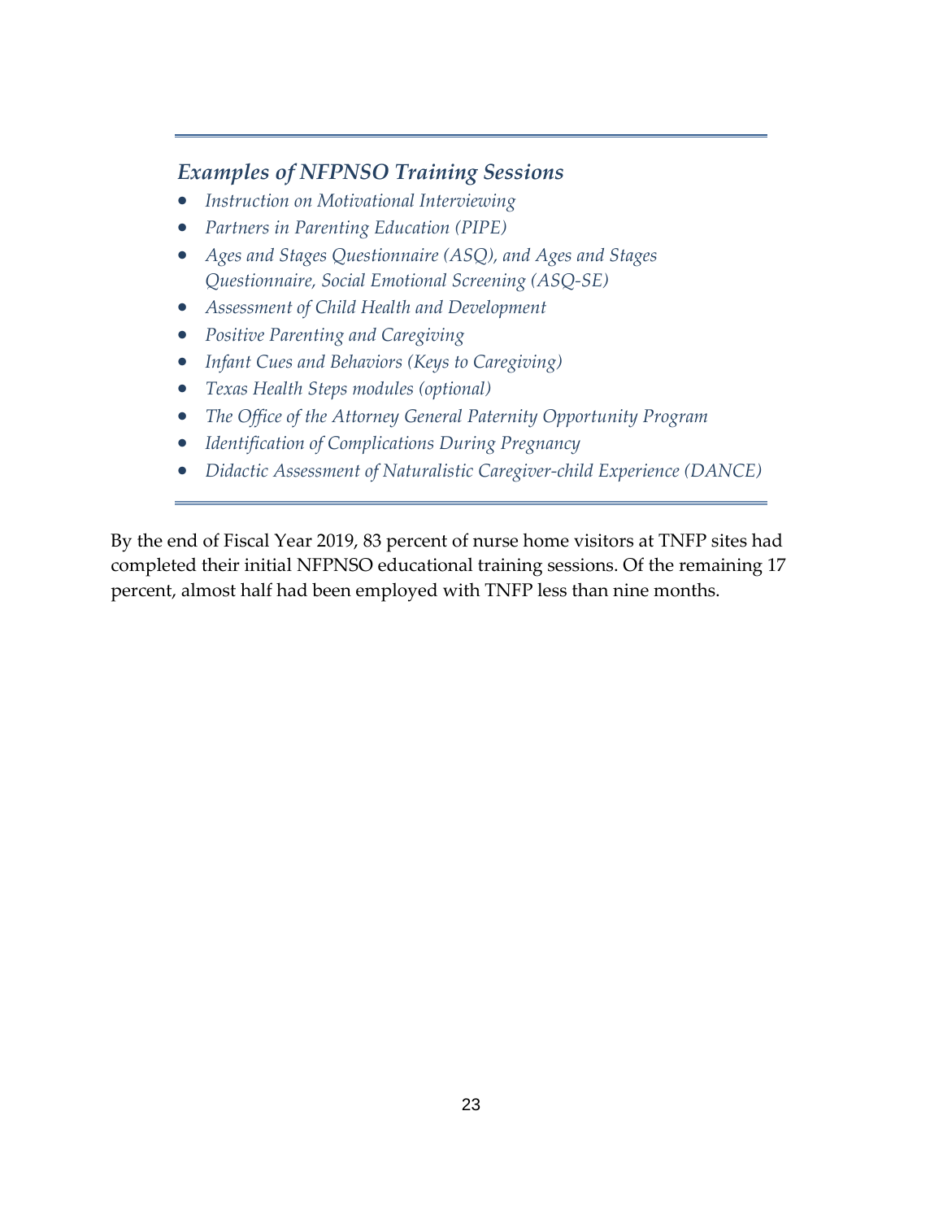### *Examples of NFPNSO Training Sessions*

- *Instruction on Motivational Interviewing*
- *Partners in Parenting Education (PIPE)*
- *Ages and Stages Questionnaire (ASQ), and Ages and Stages Questionnaire, Social Emotional Screening (ASQ-SE)*
- *Assessment of Child Health and Development*
- *Positive Parenting and Caregiving*
- *Infant Cues and Behaviors (Keys to Caregiving)*
- *Texas Health Steps modules (optional)*
- *The Office of the Attorney General Paternity Opportunity Program*
- *Identification of Complications During Pregnancy*
- *Didactic Assessment of Naturalistic Caregiver-child Experience (DANCE)*

By the end of Fiscal Year 2019, 83 percent of nurse home visitors at TNFP sites had completed their initial NFPNSO educational training sessions. Of the remaining 17 percent, almost half had been employed with TNFP less than nine months.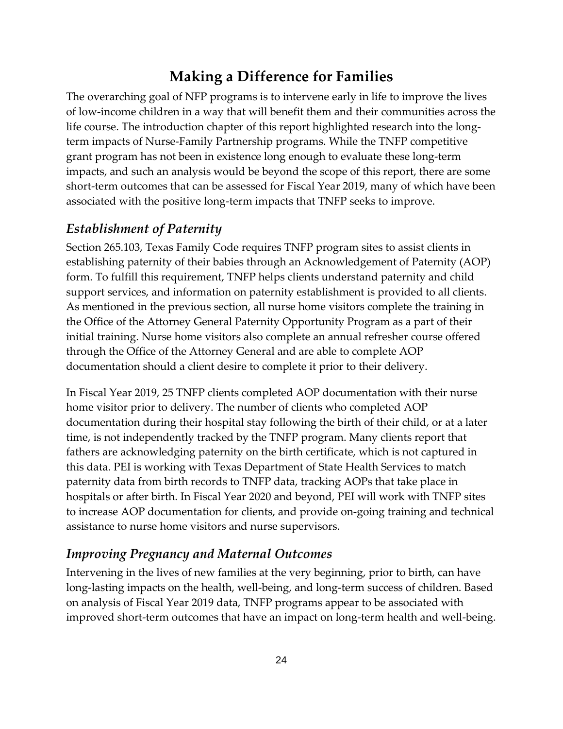# Making a Difference for Families

The overarching goal of NFP programs is to intervene early in life to improve the lives of low-income children in a way that will benefit them and their communities across the life course. The introduction chapter of this report highlighted research into the long-term impacts of Nurse-Family Partnership programs. While the TNFP competitive grant program has not been in existence long enough to evaluate these long-term impacts, and such an analysis would be beyond the scope of this report, there are some short-term outcomes that can be assessed for Fiscal Year 2019, many of which have been associated with the positive long-term impacts that TNFP seeks to improve.

## *Establishment of Paternity*

Section 265.103, Texas Family Code requires TNFP program sites to assist clients in establishing paternity of their babies through an Acknowledgement of Paternity (AOP) form. To fulfill this requirement, TNFP helps clients understand paternity and child support services, and information on paternity establishment is provided to all clients. As mentioned in the previous section, all nurse home visitors complete the training in the Office of the Attorney General Paternity Opportunity Program as a part of their initial training. Nurse home visitors also complete an annual refresher course offered through the Office of the Attorney General and are able to complete AOP documentation should a client desire to complete it prior to their delivery.

In Fiscal Year 2019, 25 TNFP clients completed AOP documentation with their nurse home visitor prior to delivery. The number of clients who completed AOP documentation during their hospital stay following the birth of their child, or at a later time, is not independently tracked by the TNFP program. Many clients report that fathers are acknowledging paternity on the birth certificate, which is not captured in this data. PEI is working with Texas Department of State Health Services to match paternity data from birth records to TNFP data, tracking AOPs that take place in hospitals or after birth. In Fiscal Year 2020 and beyond, PEI will work with TNFP sites to increase AOP documentation for clients, and provide on-going training and technical assistance to nurse home visitors and nurse supervisors.

## *Improving Pregnancy and Maternal Outcomes*

Intervening in the lives of new families at the very beginning, prior to birth, can have long-lasting impacts on the health, well-being, and long-term success of children. Based on analysis of Fiscal Year 2019 data, TNFP programs appear to be associated with improved short-term outcomes that have an impact on long-term health and well-being.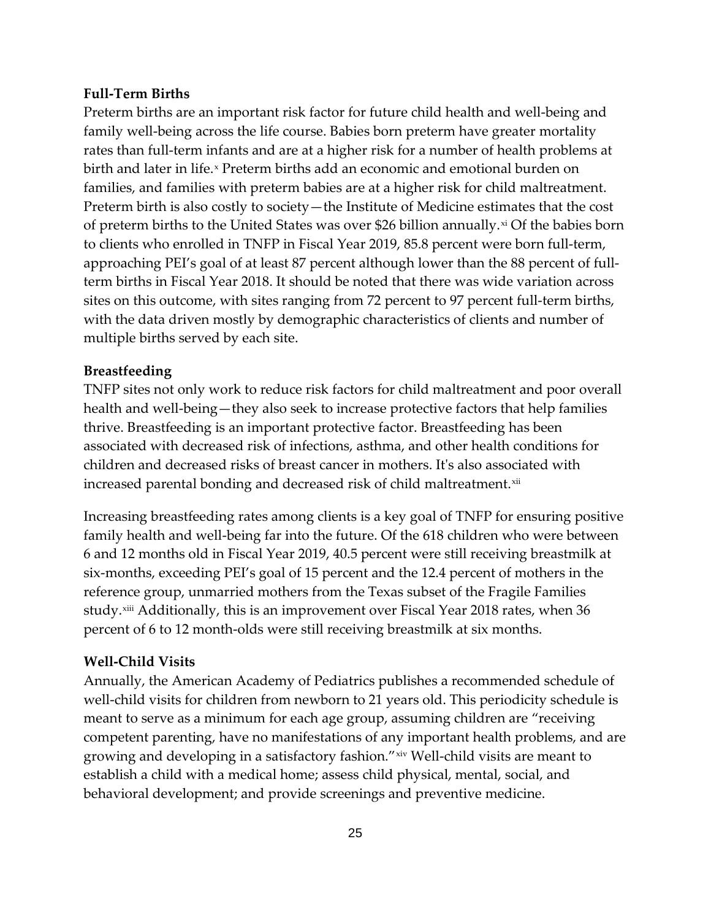**Full-Term Births**

Preterm births are an important risk factor for future child health and well-being and family well-being across the life course. Babies born preterm have greater mortality rates than full-term infants and are at a higher risk for a number of health problems at birth and later in life.[x] Preterm births add an economic and emotional burden on families, and families with preterm babies are at a higher risk for child maltreatment. Preterm birth is also costly to society—the Institute of Medicine estimates that the cost of preterm births to the United States was over $26 billion annually.[xi] Of the babies born to clients who enrolled in TNFP in Fiscal Year 2019, 85.8 percent were born full-term, approaching PEI's goal of at least 87 percent although lower than the 88 percent of full-term births in Fiscal Year 2018. It should be noted that there was wide variation across sites on this outcome, with sites ranging from 72 percent to 97 percent full-term births, with the data driven mostly by demographic characteristics of clients and number of multiple births served by each site.

**Breastfeeding**

TNFP sites not only work to reduce risk factors for child maltreatment and poor overall health and well-being—they also seek to increase protective factors that help families thrive. Breastfeeding is an important protective factor. Breastfeeding has been associated with decreased risk of infections, asthma, and other health conditions for children and decreased risks of breast cancer in mothers. It's also associated with increased parental bonding and decreased risk of child maltreatment.[xii]

Increasing breastfeeding rates among clients is a key goal of TNFP for ensuring positive family health and well-being far into the future. Of the 618 children who were between 6 and 12 months old in Fiscal Year 2019, 40.5 percent were still receiving breastmilk at six-months, exceeding PEI's goal of 15 percent and the 12.4 percent of mothers in the reference group, unmarried mothers from the Texas subset of the Fragile Families study.[xiii] Additionally, this is an improvement over Fiscal Year 2018 rates, when 36 percent of 6 to 12 month-olds were still receiving breastmilk at six months.

**Well-Child Visits**

Annually, the American Academy of Pediatrics publishes a recommended schedule of well-child visits for children from newborn to 21 years old. This periodicity schedule is meant to serve as a minimum for each age group, assuming children are "receiving competent parenting, have no manifestations of any important health problems, and are growing and developing in a satisfactory fashion."[xiv] Well-child visits are meant to establish a child with a medical home; assess child physical, mental, social, and behavioral development; and provide screenings and preventive medicine.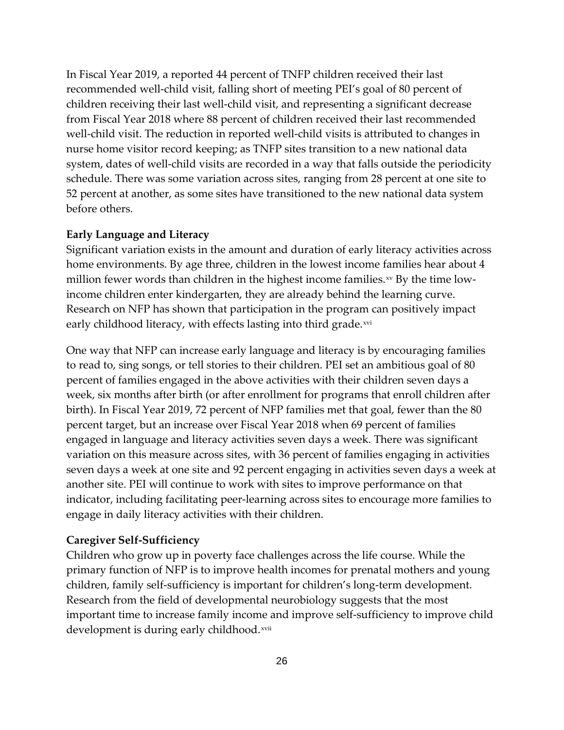In Fiscal Year 2019, a reported 44 percent of TNFP children received their last recommended well-child visit, falling short of meeting PEI's goal of 80 percent of children receiving their last well-child visit, and representing a significant decrease from Fiscal Year 2018 where 88 percent of children received their last recommended well-child visit. The reduction in reported well-child visits is attributed to changes in nurse home visitor record keeping; as TNFP sites transition to a new national data system, dates of well-child visits are recorded in a way that falls outside the periodicity schedule. There was some variation across sites, ranging from 28 percent at one site to 52 percent at another, as some sites have transitioned to the new national data system before others.

**Early Language and Literacy**

Significant variation exists in the amount and duration of early literacy activities across home environments. By age three, children in the lowest income families hear about 4 million fewer words than children in the highest income families.[xv] By the time low-income children enter kindergarten, they are already behind the learning curve. Research on NFP has shown that participation in the program can positively impact early childhood literacy, with effects lasting into third grade.[xvi]

One way that NFP can increase early language and literacy is by encouraging families to read to, sing songs, or tell stories to their children. PEI set an ambitious goal of 80 percent of families engaged in the above activities with their children seven days a week, six months after birth (or after enrollment for programs that enroll children after birth). In Fiscal Year 2019, 72 percent of NFP families met that goal, fewer than the 80 percent target, but an increase over Fiscal Year 2018 when 69 percent of families engaged in language and literacy activities seven days a week. There was significant variation on this measure across sites, with 36 percent of families engaging in activities seven days a week at one site and 92 percent engaging in activities seven days a week at another site. PEI will continue to work with sites to improve performance on that indicator, including facilitating peer-learning across sites to encourage more families to engage in daily literacy activities with their children.

**Caregiver Self-Sufficiency**

Children who grow up in poverty face challenges across the life course. While the primary function of NFP is to improve health incomes for prenatal mothers and young children, family self-sufficiency is important for children's long-term development. Research from the field of developmental neurobiology suggests that the most important time to increase family income and improve self-sufficiency to improve child development is during early childhood.[xvii]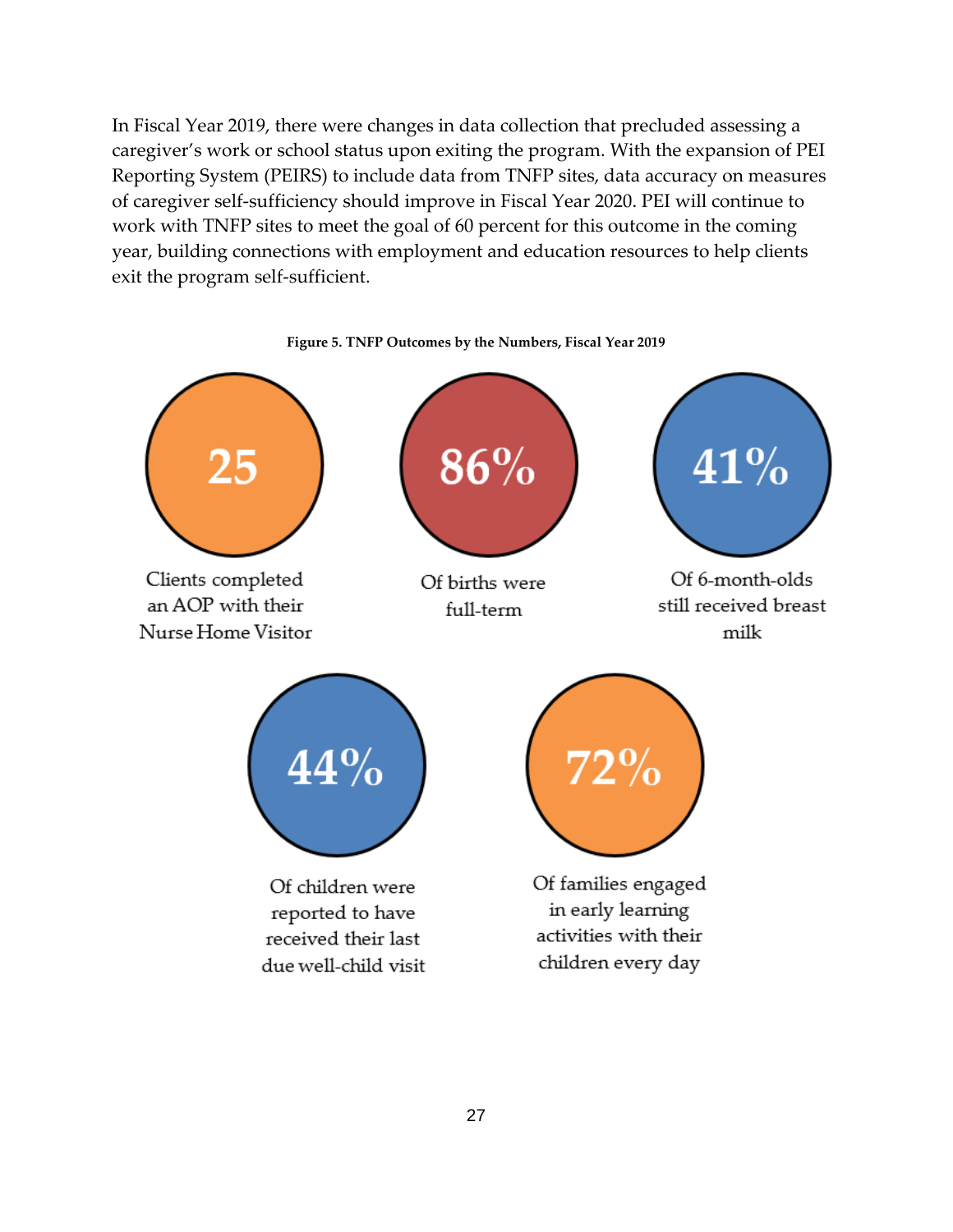In Fiscal Year 2019, there were changes in data collection that precluded assessing a caregiver's work or school status upon exiting the program. With the expansion of PEI Reporting System (PEIRS) to include data from TNFP sites, data accuracy on measures of caregiver self-sufficiency should improve in Fiscal Year 2020. PEI will continue to work with TNFP sites to meet the goal of 60 percent for this outcome in the coming year, building connections with employment and education resources to help clients exit the program self-sufficient.

**Figure 5. TNFP Outcomes by the Numbers, Fiscal Year 2019**

**25**
Clients completed an AOP with their Nurse Home Visitor

**86%**
Of births were full-term

**41%**
Of 6-month-olds still received breast milk

**44%**
Of children were reported to have received their last due well-child visit

**72%**
Of families engaged in early learning activities with their children every day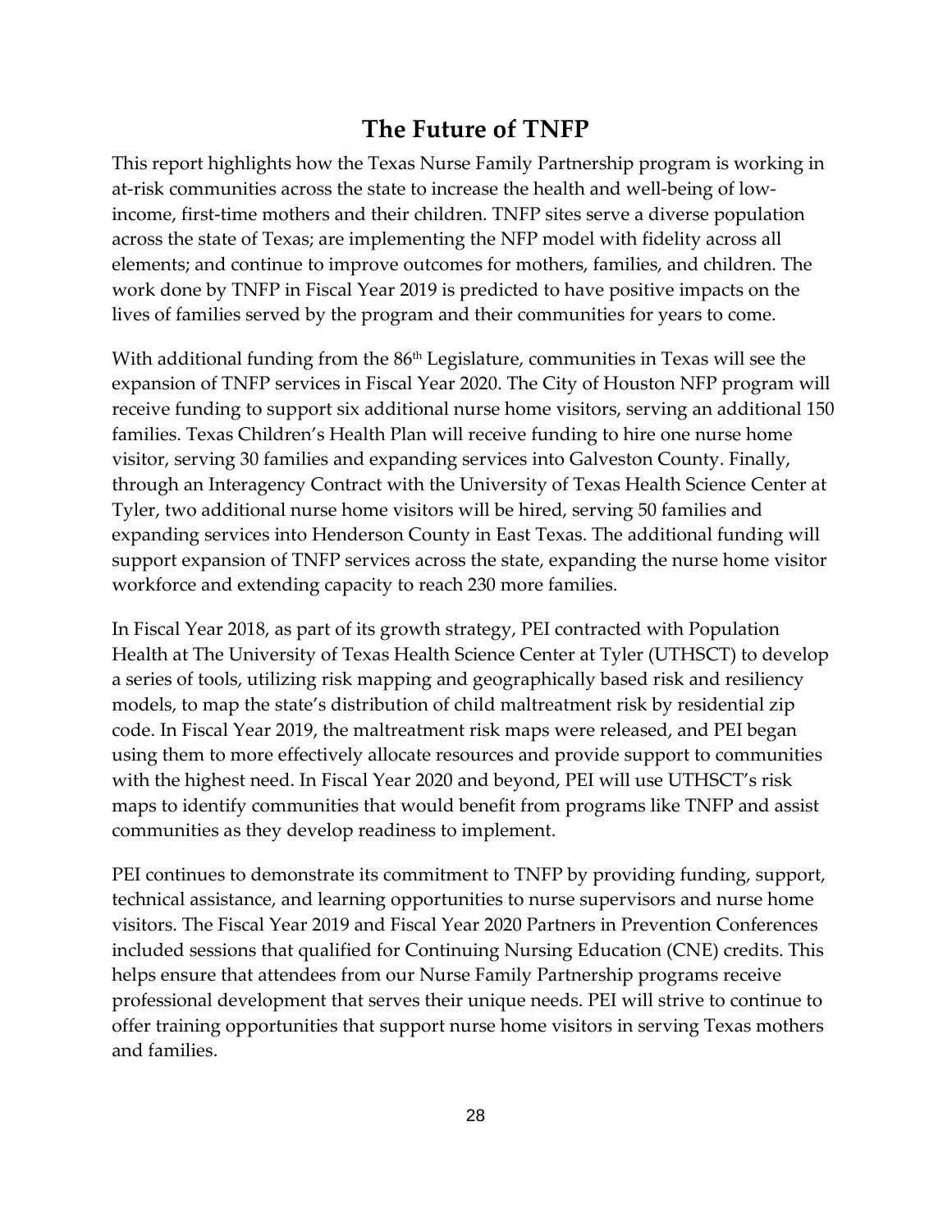# The Future of TNFP

This report highlights how the Texas Nurse Family Partnership program is working in at-risk communities across the state to increase the health and well-being of low-income, first-time mothers and their children. TNFP sites serve a diverse population across the state of Texas; are implementing the NFP model with fidelity across all elements; and continue to improve outcomes for mothers, families, and children. The work done by TNFP in Fiscal Year 2019 is predicted to have positive impacts on the lives of families served by the program and their communities for years to come.

With additional funding from the 86th Legislature, communities in Texas will see the expansion of TNFP services in Fiscal Year 2020. The City of Houston NFP program will receive funding to support six additional nurse home visitors, serving an additional 150 families. Texas Children's Health Plan will receive funding to hire one nurse home visitor, serving 30 families and expanding services into Galveston County. Finally, through an Interagency Contract with the University of Texas Health Science Center at Tyler, two additional nurse home visitors will be hired, serving 50 families and expanding services into Henderson County in East Texas. The additional funding will support expansion of TNFP services across the state, expanding the nurse home visitor workforce and extending capacity to reach 230 more families.

In Fiscal Year 2018, as part of its growth strategy, PEI contracted with Population Health at The University of Texas Health Science Center at Tyler (UTHSCT) to develop a series of tools, utilizing risk mapping and geographically based risk and resiliency models, to map the state's distribution of child maltreatment risk by residential zip code. In Fiscal Year 2019, the maltreatment risk maps were released, and PEI began using them to more effectively allocate resources and provide support to communities with the highest need. In Fiscal Year 2020 and beyond, PEI will use UTHSCT's risk maps to identify communities that would benefit from programs like TNFP and assist communities as they develop readiness to implement.

PEI continues to demonstrate its commitment to TNFP by providing funding, support, technical assistance, and learning opportunities to nurse supervisors and nurse home visitors. The Fiscal Year 2019 and Fiscal Year 2020 Partners in Prevention Conferences included sessions that qualified for Continuing Nursing Education (CNE) credits. This helps ensure that attendees from our Nurse Family Partnership programs receive professional development that serves their unique needs. PEI will strive to continue to offer training opportunities that support nurse home visitors in serving Texas mothers and families.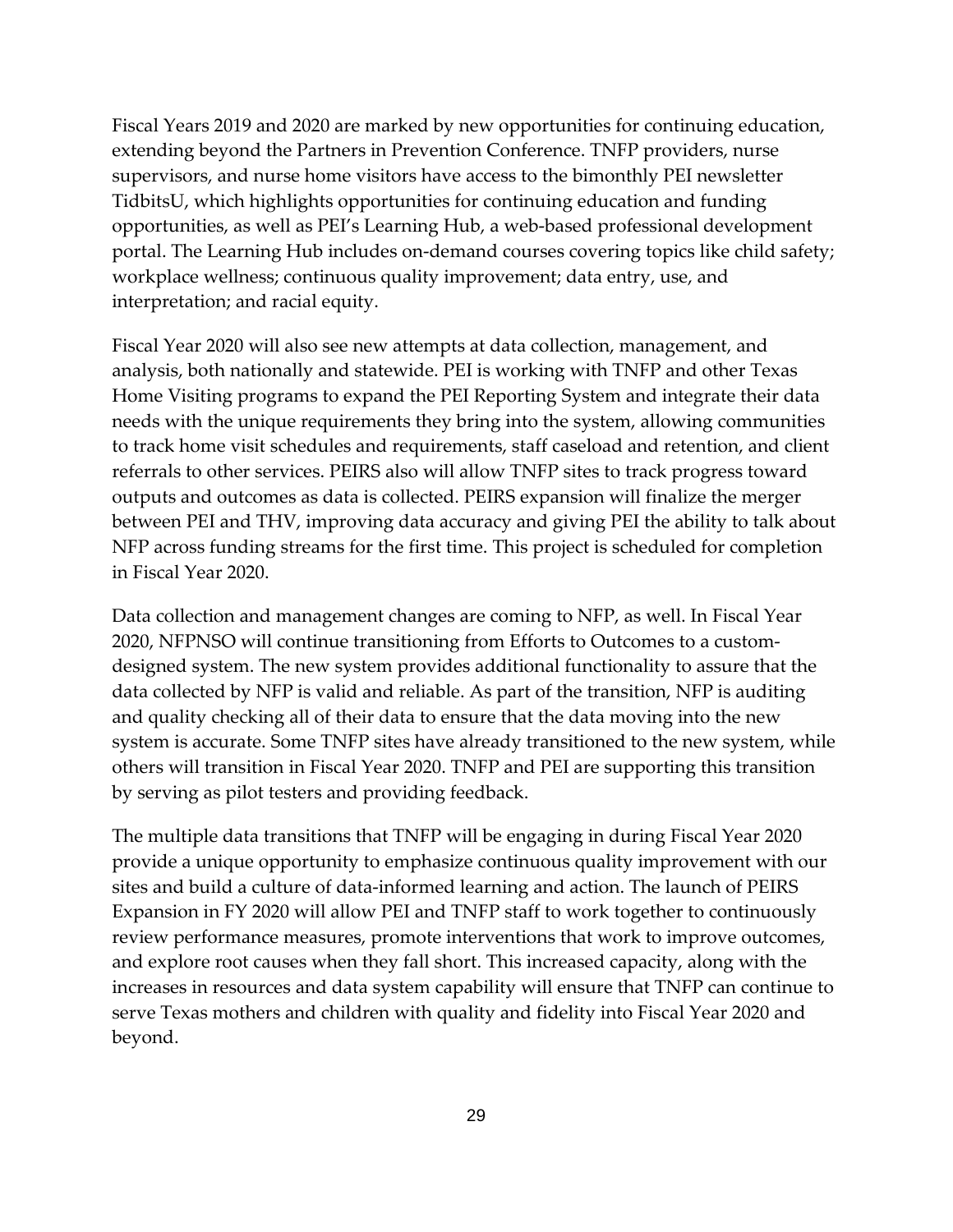Fiscal Years 2019 and 2020 are marked by new opportunities for continuing education, extending beyond the Partners in Prevention Conference. TNFP providers, nurse supervisors, and nurse home visitors have access to the bimonthly PEI newsletter TidbitsU, which highlights opportunities for continuing education and funding opportunities, as well as PEI's Learning Hub, a web-based professional development portal. The Learning Hub includes on-demand courses covering topics like child safety; workplace wellness; continuous quality improvement; data entry, use, and interpretation; and racial equity.

Fiscal Year 2020 will also see new attempts at data collection, management, and analysis, both nationally and statewide. PEI is working with TNFP and other Texas Home Visiting programs to expand the PEI Reporting System and integrate their data needs with the unique requirements they bring into the system, allowing communities to track home visit schedules and requirements, staff caseload and retention, and client referrals to other services. PEIRS also will allow TNFP sites to track progress toward outputs and outcomes as data is collected. PEIRS expansion will finalize the merger between PEI and THV, improving data accuracy and giving PEI the ability to talk about NFP across funding streams for the first time. This project is scheduled for completion in Fiscal Year 2020.

Data collection and management changes are coming to NFP, as well. In Fiscal Year 2020, NFPNSO will continue transitioning from Efforts to Outcomes to a custom-designed system. The new system provides additional functionality to assure that the data collected by NFP is valid and reliable. As part of the transition, NFP is auditing and quality checking all of their data to ensure that the data moving into the new system is accurate. Some TNFP sites have already transitioned to the new system, while others will transition in Fiscal Year 2020. TNFP and PEI are supporting this transition by serving as pilot testers and providing feedback.

The multiple data transitions that TNFP will be engaging in during Fiscal Year 2020 provide a unique opportunity to emphasize continuous quality improvement with our sites and build a culture of data-informed learning and action. The launch of PEIRS Expansion in FY 2020 will allow PEI and TNFP staff to work together to continuously review performance measures, promote interventions that work to improve outcomes, and explore root causes when they fall short. This increased capacity, along with the increases in resources and data system capability will ensure that TNFP can continue to serve Texas mothers and children with quality and fidelity into Fiscal Year 2020 and beyond.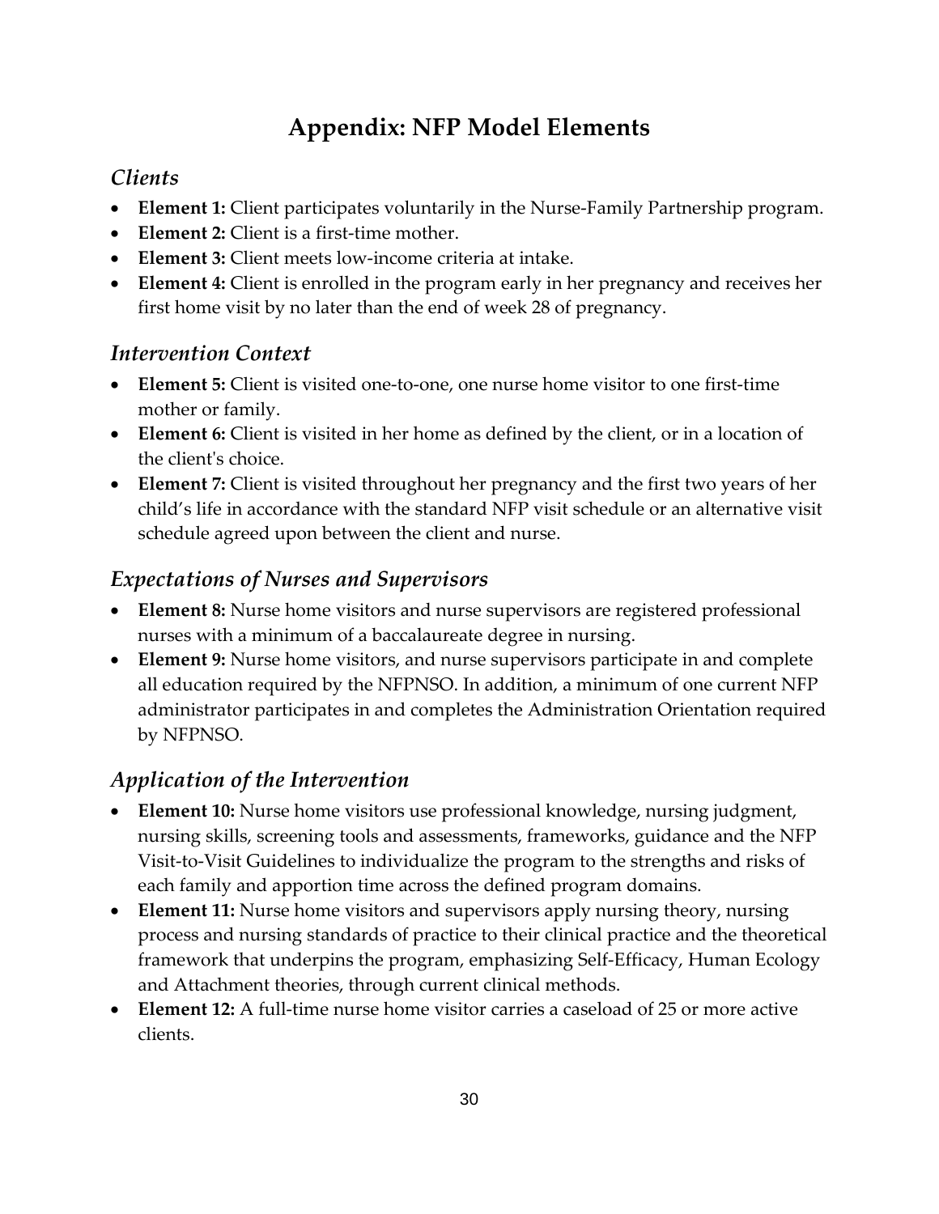# Appendix: NFP Model Elements

## *Clients*

- **Element 1:** Client participates voluntarily in the Nurse-Family Partnership program.
- **Element 2:** Client is a first-time mother.
- **Element 3:** Client meets low-income criteria at intake.
- **Element 4:** Client is enrolled in the program early in her pregnancy and receives her first home visit by no later than the end of week 28 of pregnancy.

## *Intervention Context*

- **Element 5:** Client is visited one-to-one, one nurse home visitor to one first-time mother or family.
- **Element 6:** Client is visited in her home as defined by the client, or in a location of the client's choice.
- **Element 7:** Client is visited throughout her pregnancy and the first two years of her child's life in accordance with the standard NFP visit schedule or an alternative visit schedule agreed upon between the client and nurse.

## *Expectations of Nurses and Supervisors*

- **Element 8:** Nurse home visitors and nurse supervisors are registered professional nurses with a minimum of a baccalaureate degree in nursing.
- **Element 9:** Nurse home visitors, and nurse supervisors participate in and complete all education required by the NFPNSO. In addition, a minimum of one current NFP administrator participates in and completes the Administration Orientation required by NFPNSO.

## *Application of the Intervention*

- **Element 10:** Nurse home visitors use professional knowledge, nursing judgment, nursing skills, screening tools and assessments, frameworks, guidance and the NFP Visit-to-Visit Guidelines to individualize the program to the strengths and risks of each family and apportion time across the defined program domains.
- **Element 11:** Nurse home visitors and supervisors apply nursing theory, nursing process and nursing standards of practice to their clinical practice and the theoretical framework that underpins the program, emphasizing Self-Efficacy, Human Ecology and Attachment theories, through current clinical methods.
- **Element 12:** A full-time nurse home visitor carries a caseload of 25 or more active clients.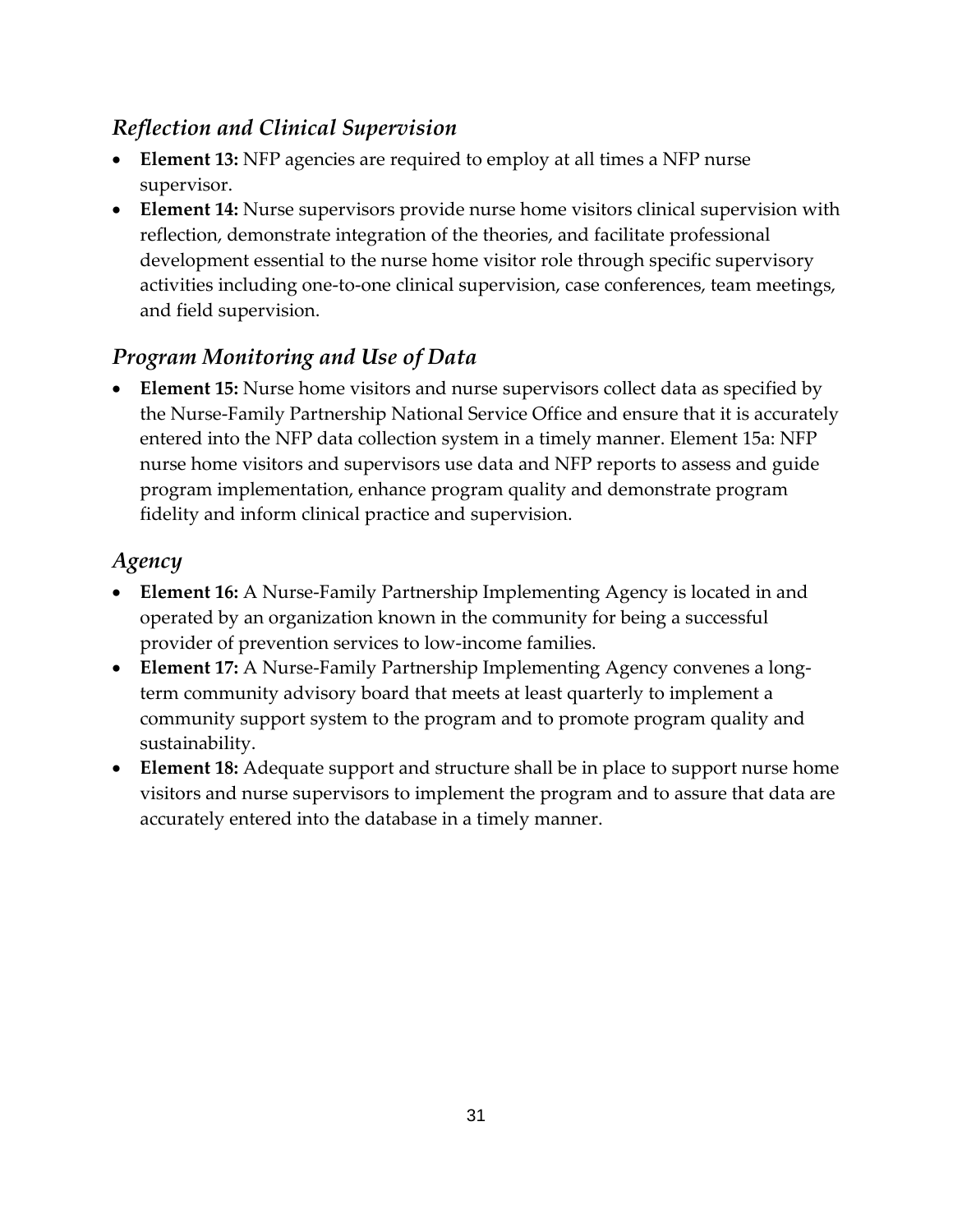## *Reflection and Clinical Supervision*

- **Element 13:** NFP agencies are required to employ at all times a NFP nurse supervisor.
- **Element 14:** Nurse supervisors provide nurse home visitors clinical supervision with reflection, demonstrate integration of the theories, and facilitate professional development essential to the nurse home visitor role through specific supervisory activities including one-to-one clinical supervision, case conferences, team meetings, and field supervision.

## *Program Monitoring and Use of Data*

- **Element 15:** Nurse home visitors and nurse supervisors collect data as specified by the Nurse-Family Partnership National Service Office and ensure that it is accurately entered into the NFP data collection system in a timely manner. Element 15a: NFP nurse home visitors and supervisors use data and NFP reports to assess and guide program implementation, enhance program quality and demonstrate program fidelity and inform clinical practice and supervision.

## *Agency*

- **Element 16:** A Nurse-Family Partnership Implementing Agency is located in and operated by an organization known in the community for being a successful provider of prevention services to low-income families.
- **Element 17:** A Nurse-Family Partnership Implementing Agency convenes a long-term community advisory board that meets at least quarterly to implement a community support system to the program and to promote program quality and sustainability.
- **Element 18:** Adequate support and structure shall be in place to support nurse home visitors and nurse supervisors to implement the program and to assure that data are accurately entered into the database in a timely manner.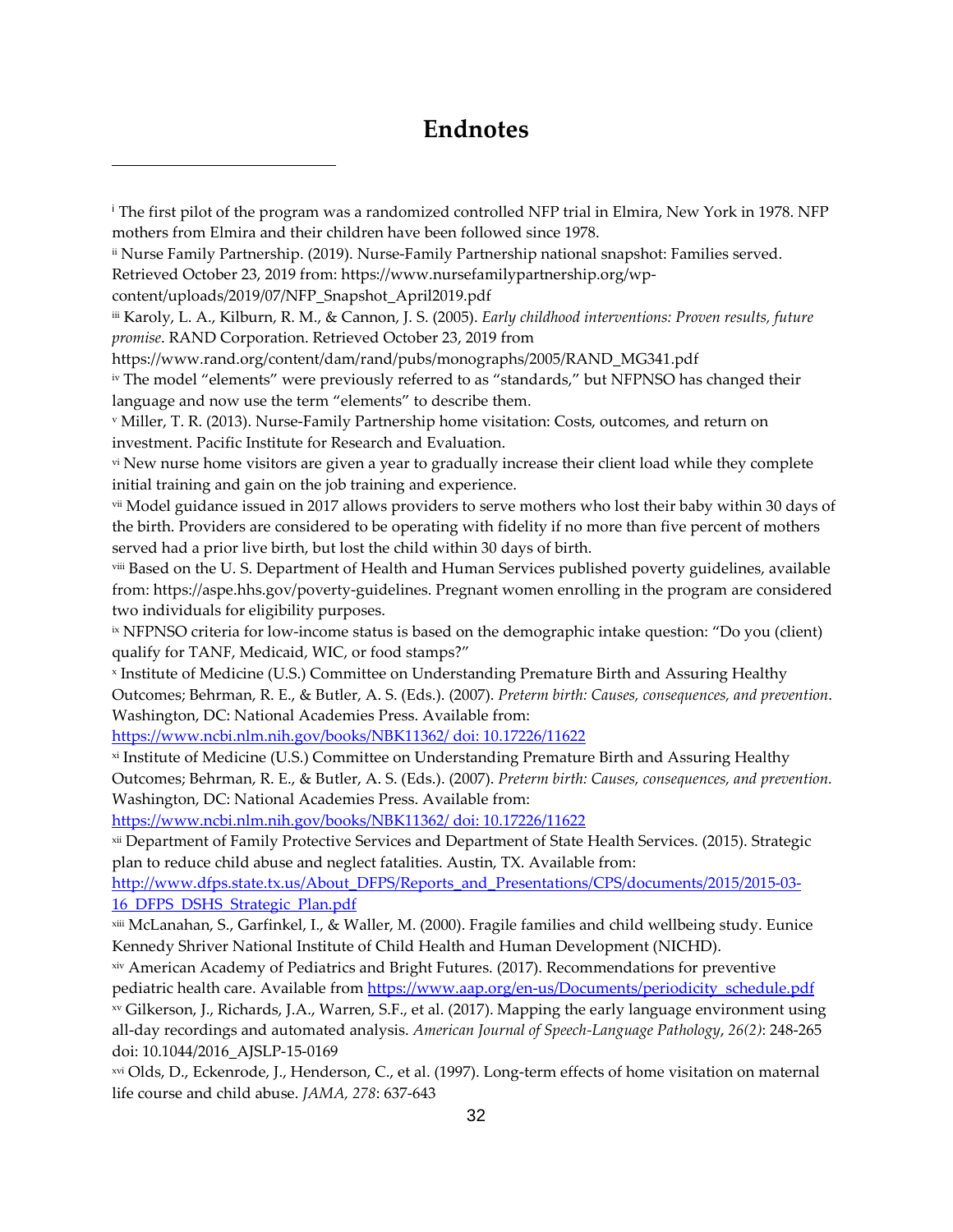# Endnotes

[i] The first pilot of the program was a randomized controlled NFP trial in Elmira, New York in 1978. NFP mothers from Elmira and their children have been followed since 1978.

[ii] Nurse Family Partnership. (2019). Nurse-Family Partnership national snapshot: Families served. Retrieved October 23, 2019 from: https://www.nursefamilypartnership.org/wp-content/uploads/2019/07/NFP_Snapshot_April2019.pdf

[iii] Karoly, L. A., Kilburn, R. M., & Cannon, J. S. (2005). *Early childhood interventions: Proven results, future promise*. RAND Corporation. Retrieved October 23, 2019 from https://www.rand.org/content/dam/rand/pubs/monographs/2005/RAND_MG341.pdf

[iv] The model "elements" were previously referred to as "standards," but NFPNSO has changed their language and now use the term "elements" to describe them.

[v] Miller, T. R. (2013). Nurse-Family Partnership home visitation: Costs, outcomes, and return on investment. Pacific Institute for Research and Evaluation.

[vi] New nurse home visitors are given a year to gradually increase their client load while they complete initial training and gain on the job training and experience.

[vii] Model guidance issued in 2017 allows providers to serve mothers who lost their baby within 30 days of the birth. Providers are considered to be operating with fidelity if no more than five percent of mothers served had a prior live birth, but lost the child within 30 days of birth.

[viii] Based on the U. S. Department of Health and Human Services published poverty guidelines, available from: https://aspe.hhs.gov/poverty-guidelines. Pregnant women enrolling in the program are considered two individuals for eligibility purposes.

[ix] NFPNSO criteria for low-income status is based on the demographic intake question: "Do you (client) qualify for TANF, Medicaid, WIC, or food stamps?"

[x] Institute of Medicine (U.S.) Committee on Understanding Premature Birth and Assuring Healthy Outcomes; Behrman, R. E., & Butler, A. S. (Eds.). (2007). *Preterm birth: Causes, consequences, and prevention*. Washington, DC: National Academies Press. Available from: https://www.ncbi.nlm.nih.gov/books/NBK11362/ doi: 10.17226/11622

[xi] Institute of Medicine (U.S.) Committee on Understanding Premature Birth and Assuring Healthy Outcomes; Behrman, R. E., & Butler, A. S. (Eds.). (2007). *Preterm birth: Causes, consequences, and prevention.* Washington, DC: National Academies Press. Available from: https://www.ncbi.nlm.nih.gov/books/NBK11362/ doi: 10.17226/11622

[xii] Department of Family Protective Services and Department of State Health Services. (2015). Strategic plan to reduce child abuse and neglect fatalities. Austin, TX. Available from: http://www.dfps.state.tx.us/About_DFPS/Reports_and_Presentations/CPS/documents/2015/2015-03-16_DFPS_DSHS_Strategic_Plan.pdf

[xiii] McLanahan, S., Garfinkel, I., & Waller, M. (2000). Fragile families and child wellbeing study. Eunice Kennedy Shriver National Institute of Child Health and Human Development (NICHD).

[xiv] American Academy of Pediatrics and Bright Futures. (2017). Recommendations for preventive pediatric health care. Available from https://www.aap.org/en-us/Documents/periodicity_schedule.pdf

[xv] Gilkerson, J., Richards, J.A., Warren, S.F., et al. (2017). Mapping the early language environment using all-day recordings and automated analysis. *American Journal of Speech-Language Pathology*, *26(2)*: 248-265 doi: 10.1044/2016_AJSLP-15-0169

[xvi] Olds, D., Eckenrode, J., Henderson, C., et al. (1997). Long-term effects of home visitation on maternal life course and child abuse. *JAMA, 278*: 637-643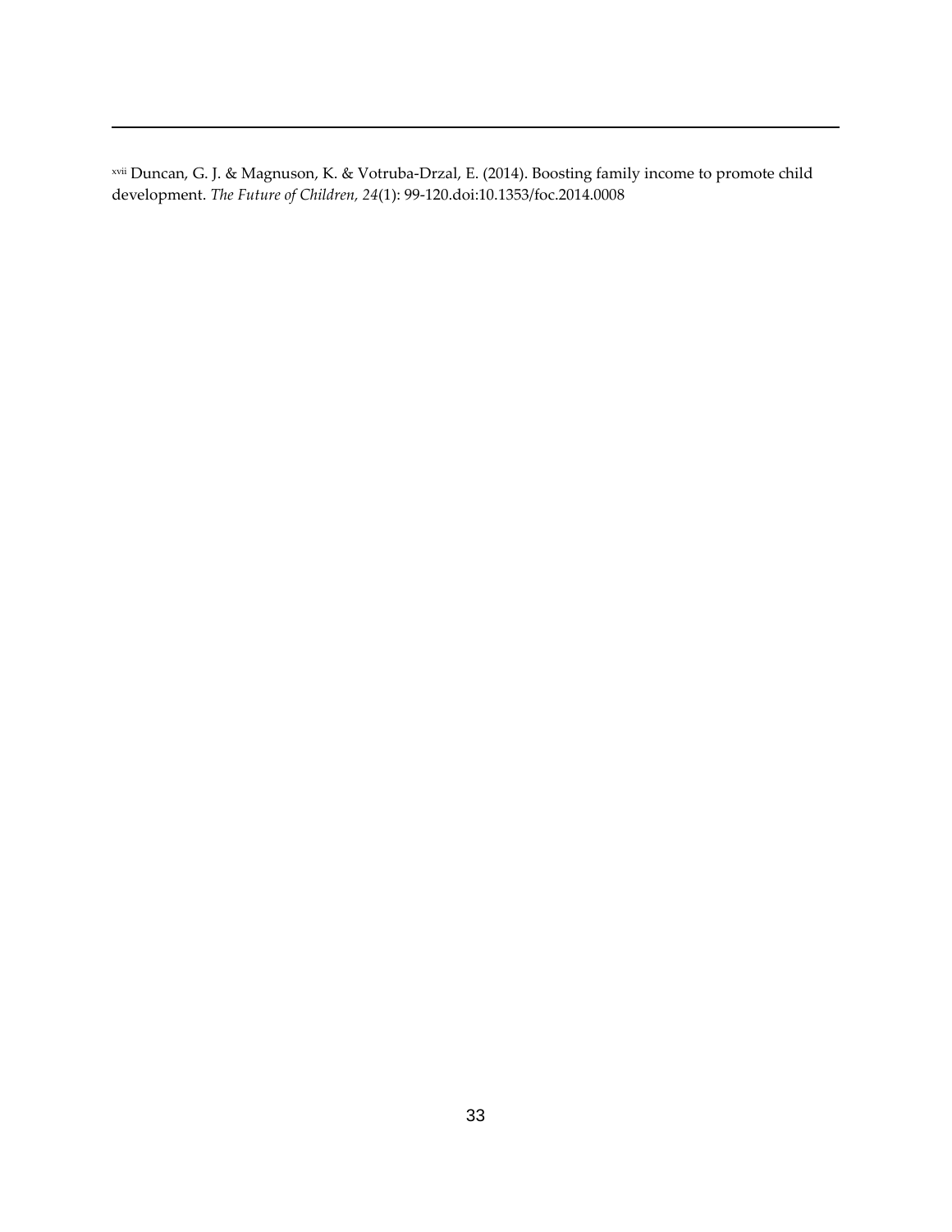[xvii] Duncan, G. J. & Magnuson, K. & Votruba-Drzal, E. (2014). Boosting family income to promote child development. *The Future of Children, 24*(1): 99-120.doi:10.1353/foc.2014.0008